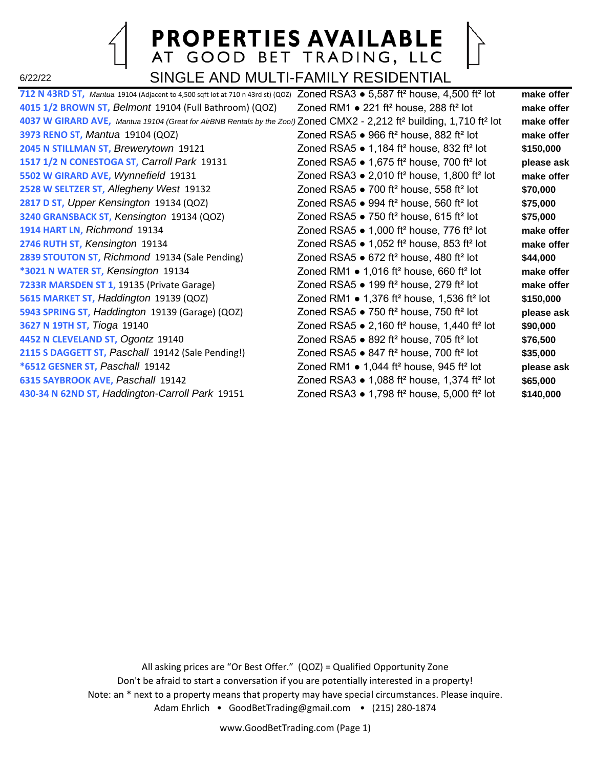# PROPERTIES AVAILABLE
## AT GOOD BET TRADING, LLC

6/22/22

## SINGLE AND MULTI-FAMILY RESIDENTIAL

| | | |
|---|---|---|
| **712 N 43RD ST,** *Mantua* 19104 (Adjacent to 4,500 sqft lot at 710 n 43rd st) (QOZ) | Zoned RSA3 • 5,587 ft² house, 4,500 ft² lot | **make offer** |
| **4015 1/2 BROWN ST,** *Belmont* 19104 (Full Bathroom) (QOZ) | Zoned RM1 • 221 ft² house, 288 ft² lot | **make offer** |
| **4037 W GIRARD AVE,** *Mantua 19104 (Great for AirBNB Rentals by the Zoo!)* | Zoned CMX2 - 2,212 ft² building, 1,710 ft² lot | **make offer** |
| **3973 RENO ST,** *Mantua* 19104 (QOZ) | Zoned RSA5 • 966 ft² house, 882 ft² lot | **make offer** |
| **2045 N STILLMAN ST,** *Brewerytown* 19121 | Zoned RSA5 • 1,184 ft² house, 832 ft² lot | **$150,000** |
| **1517 1/2 N CONESTOGA ST,** *Carroll Park* 19131 | Zoned RSA5 • 1,675 ft² house, 700 ft² lot | **please ask** |
| **5502 W GIRARD AVE,** *Wynnefield* 19131 | Zoned RSA3 • 2,010 ft² house, 1,800 ft² lot | **make offer** |
| **2528 W SELTZER ST,** *Allegheny West* 19132 | Zoned RSA5 • 700 ft² house, 558 ft² lot | **$70,000** |
| **2817 D ST,** *Upper Kensington* 19134 (QOZ) | Zoned RSA5 • 994 ft² house, 560 ft² lot | **$75,000** |
| **3240 GRANSBACK ST,** *Kensington* 19134 (QOZ) | Zoned RSA5 • 750 ft² house, 615 ft² lot | **$75,000** |
| **1914 HART LN,** *Richmond* 19134 | Zoned RSA5 • 1,000 ft² house, 776 ft² lot | **make offer** |
| **2746 RUTH ST,** *Kensington* 19134 | Zoned RSA5 • 1,052 ft² house, 853 ft² lot | **make offer** |
| **2839 STOUTON ST,** *Richmond* 19134 (Sale Pending) | Zoned RSA5 • 672 ft² house, 480 ft² lot | **$44,000** |
| ***3021 N WATER ST,** *Kensington* 19134 | Zoned RM1 • 1,016 ft² house, 660 ft² lot | **make offer** |
| **7233R MARSDEN ST 1,** 19135 (Private Garage) | Zoned RSA5 • 199 ft² house, 279 ft² lot | **make offer** |
| **5615 MARKET ST,** *Haddington* 19139 (QOZ) | Zoned RM1 • 1,376 ft² house, 1,536 ft² lot | **$150,000** |
| **5943 SPRING ST,** *Haddington* 19139 (Garage) (QOZ) | Zoned RSA5 • 750 ft² house, 750 ft² lot | **please ask** |
| **3627 N 19TH ST,** *Tioga* 19140 | Zoned RSA5 • 2,160 ft² house, 1,440 ft² lot | **$90,000** |
| **4452 N CLEVELAND ST,** *Ogontz* 19140 | Zoned RSA5 • 892 ft² house, 705 ft² lot | **$76,500** |
| **2115 S DAGGETT ST,** *Paschall* 19142 (Sale Pending!) | Zoned RSA5 • 847 ft² house, 700 ft² lot | **$35,000** |
| ***6512 GESNER ST,** *Paschall* 19142 | Zoned RM1 • 1,044 ft² house, 945 ft² lot | **please ask** |
| **6315 SAYBROOK AVE,** *Paschall* 19142 | Zoned RSA3 • 1,088 ft² house, 1,374 ft² lot | **$65,000** |
| **430-34 N 62ND ST,** *Haddington-Carroll Park* 19151 | Zoned RSA3 • 1,798 ft² house, 5,000 ft² lot | **$140,000** |

All asking prices are "Or Best Offer." (QOZ) = Qualified Opportunity Zone

Don't be afraid to start a conversation if you are potentially interested in a property!

Note: an * next to a property means that property may have special circumstances. Please inquire.

Adam Ehrlich • GoodBetTrading@gmail.com • (215) 280-1874

www.GoodBetTrading.com (Page 1)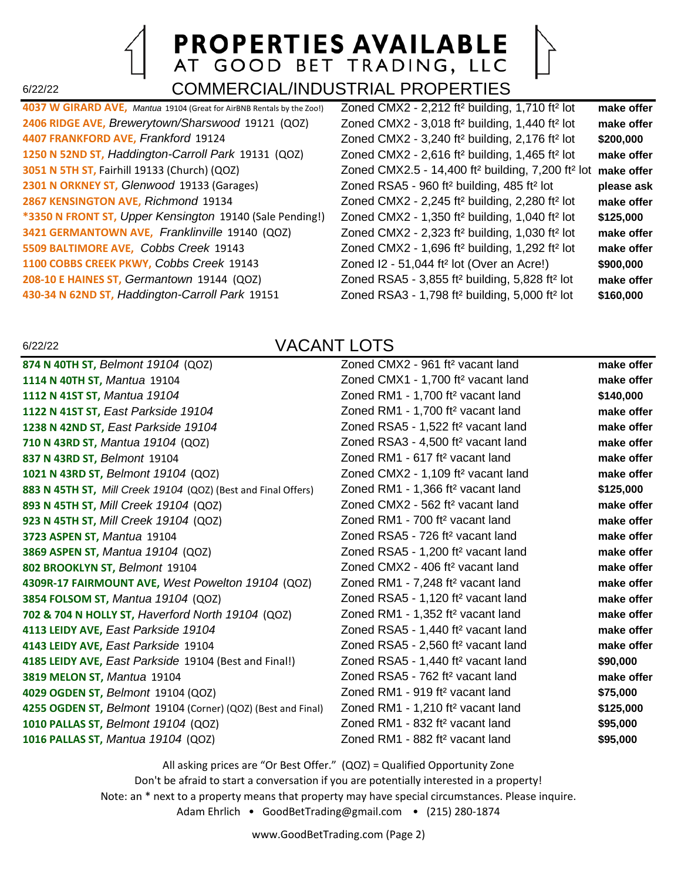# PROPERTIES AVAILABLE
## AT GOOD BET TRADING, LLC

6/22/22

## COMMERCIAL/INDUSTRIAL PROPERTIES

| | | |
|---|---|---|
| **4037 W GIRARD AVE,** *Mantua* 19104 (Great for AirBNB Rentals by the Zoo!) | Zoned CMX2 - 2,212 ft² building, 1,710 ft² lot | **make offer** |
| **2406 RIDGE AVE,** *Brewerytown/Sharswood* 19121 (QOZ) | Zoned CMX2 - 3,018 ft² building, 1,440 ft² lot | **make offer** |
| **4407 FRANKFORD AVE,** *Frankford* 19124 | Zoned CMX2 - 3,240 ft² building, 2,176 ft² lot | **$200,000** |
| **1250 N 52ND ST,** *Haddington-Carroll Park* 19131 (QOZ) | Zoned CMX2 - 2,616 ft² building, 1,465 ft² lot | **make offer** |
| **3051 N 5TH ST,** Fairhill 19133 (Church) (QOZ) | Zoned CMX2.5 - 14,400 ft² building, 7,200 ft² lot | **make offer** |
| **2301 N ORKNEY ST,** *Glenwood* 19133 (Garages) | Zoned RSA5 - 960 ft² building, 485 ft² lot | **please ask** |
| **2867 KENSINGTON AVE,** *Richmond* 19134 | Zoned CMX2 - 2,245 ft² building, 2,280 ft² lot | **make offer** |
| ***3350 N FRONT ST,** *Upper Kensington* 19140 (Sale Pending!) | Zoned CMX2 - 1,350 ft² building, 1,040 ft² lot | **$125,000** |
| **3421 GERMANTOWN AVE,** *Franklinville* 19140 (QOZ) | Zoned CMX2 - 2,323 ft² building, 1,030 ft² lot | **make offer** |
| **5509 BALTIMORE AVE,** *Cobbs Creek* 19143 | Zoned CMX2 - 1,696 ft² building, 1,292 ft² lot | **make offer** |
| **1100 COBBS CREEK PKWY,** *Cobbs Creek* 19143 | Zoned I2 - 51,044 ft² lot (Over an Acre!) | **$900,000** |
| **208-10 E HAINES ST,** *Germantown* 19144 (QOZ) | Zoned RSA5 - 3,855 ft² building, 5,828 ft² lot | **make offer** |
| **430-34 N 62ND ST,** *Haddington-Carroll Park* 19151 | Zoned RSA3 - 1,798 ft² building, 5,000 ft² lot | **$160,000** |

6/22/22

## VACANT LOTS

| | | |
|---|---|---|
| **874 N 40TH ST,** *Belmont 19104* (QOZ) | Zoned CMX2 - 961 ft² vacant land | **make offer** |
| **1114 N 40TH ST,** *Mantua* 19104 | Zoned CMX1 - 1,700 ft² vacant land | **make offer** |
| **1112 N 41ST ST,** *Mantua 19104* | Zoned RM1 - 1,700 ft² vacant land | **$140,000** |
| **1122 N 41ST ST,** *East Parkside 19104* | Zoned RM1 - 1,700 ft² vacant land | **make offer** |
| **1238 N 42ND ST,** *East Parkside 19104* | Zoned RSA5 - 1,522 ft² vacant land | **make offer** |
| **710 N 43RD ST,** *Mantua 19104* (QOZ) | Zoned RSA3 - 4,500 ft² vacant land | **make offer** |
| **837 N 43RD ST,** *Belmont* 19104 | Zoned RM1 - 617 ft² vacant land | **make offer** |
| **1021 N 43RD ST,** *Belmont 19104* (QOZ) | Zoned CMX2 - 1,109 ft² vacant land | **make offer** |
| **883 N 45TH ST,** *Mill Creek 19104* (QOZ) (Best and Final Offers) | Zoned RM1 - 1,366 ft² vacant land | **$125,000** |
| **893 N 45TH ST,** *Mill Creek 19104* (QOZ) | Zoned CMX2 - 562 ft² vacant land | **make offer** |
| **923 N 45TH ST,** *Mill Creek 19104* (QOZ) | Zoned RM1 - 700 ft² vacant land | **make offer** |
| **3723 ASPEN ST,** *Mantua* 19104 | Zoned RSA5 - 726 ft² vacant land | **make offer** |
| **3869 ASPEN ST,** *Mantua 19104* (QOZ) | Zoned RSA5 - 1,200 ft² vacant land | **make offer** |
| **802 BROOKLYN ST,** *Belmont* 19104 | Zoned CMX2 - 406 ft² vacant land | **make offer** |
| **4309R-17 FAIRMOUNT AVE,** *West Powelton 19104* (QOZ) | Zoned RM1 - 7,248 ft² vacant land | **make offer** |
| **3854 FOLSOM ST,** *Mantua 19104* (QOZ) | Zoned RSA5 - 1,120 ft² vacant land | **make offer** |
| **702 & 704 N HOLLY ST,** *Haverford North 19104* (QOZ) | Zoned RM1 - 1,352 ft² vacant land | **make offer** |
| **4113 LEIDY AVE,** *East Parkside 19104* | Zoned RSA5 - 1,440 ft² vacant land | **make offer** |
| **4143 LEIDY AVE,** *East Parkside* 19104 | Zoned RSA5 - 2,560 ft² vacant land | **make offer** |
| **4185 LEIDY AVE,** *East Parkside* 19104 (Best and Final!) | Zoned RSA5 - 1,440 ft² vacant land | **$90,000** |
| **3819 MELON ST,** *Mantua* 19104 | Zoned RSA5 - 762 ft² vacant land | **make offer** |
| **4029 OGDEN ST,** *Belmont* 19104 (QOZ) | Zoned RM1 - 919 ft² vacant land | **$75,000** |
| **4255 OGDEN ST,** *Belmont* 19104 (Corner) (QOZ) (Best and Final) | Zoned RM1 - 1,210 ft² vacant land | **$125,000** |
| **1010 PALLAS ST,** *Belmont 19104* (QOZ) | Zoned RM1 - 832 ft² vacant land | **$95,000** |
| **1016 PALLAS ST,** *Mantua 19104* (QOZ) | Zoned RM1 - 882 ft² vacant land | **$95,000** |

All asking prices are "Or Best Offer." (QOZ) = Qualified Opportunity Zone

Don't be afraid to start a conversation if you are potentially interested in a property!

Note: an * next to a property means that property may have special circumstances. Please inquire.

Adam Ehrlich • GoodBetTrading@gmail.com • (215) 280-1874

www.GoodBetTrading.com (Page 2)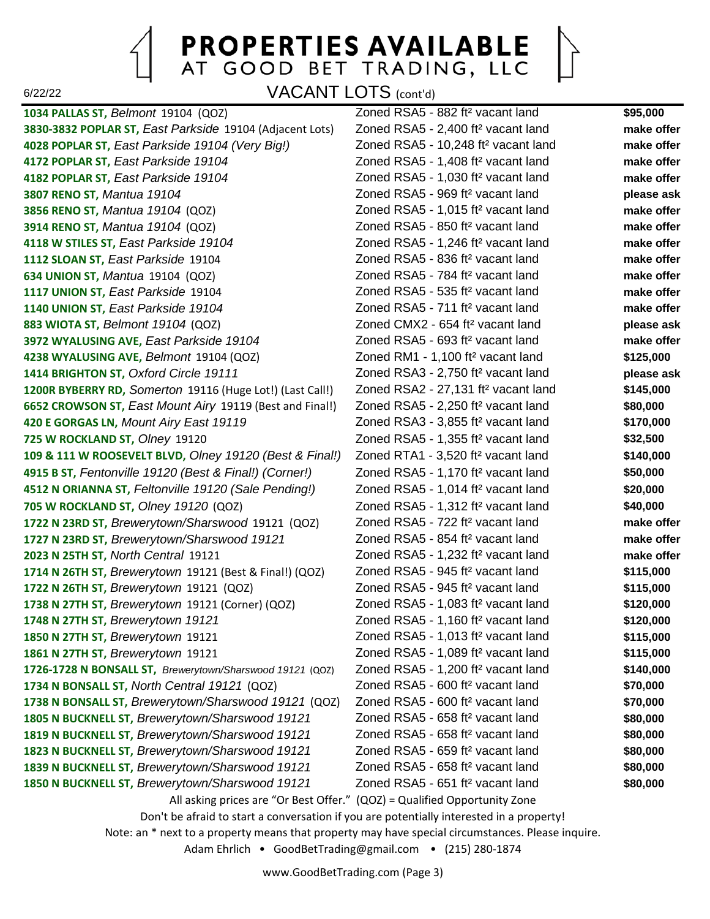# PROPERTIES AVAILABLE AT GOOD BET TRADING, LLC

6/22/22

## VACANT LOTS (cont'd)

| | | |
|---|---|---|
| **1034 PALLAS ST,** *Belmont* 19104 (QOZ) | Zoned RSA5 - 882 ft² vacant land | **$95,000** |
| **3830-3832 POPLAR ST,** *East Parkside* 19104 (Adjacent Lots) | Zoned RSA5 - 2,400 ft² vacant land | **make offer** |
| **4028 POPLAR ST,** *East Parkside 19104 (Very Big!)* | Zoned RSA5 - 10,248 ft² vacant land | **make offer** |
| **4172 POPLAR ST,** *East Parkside 19104* | Zoned RSA5 - 1,408 ft² vacant land | **make offer** |
| **4182 POPLAR ST,** *East Parkside 19104* | Zoned RSA5 - 1,030 ft² vacant land | **make offer** |
| **3807 RENO ST,** *Mantua 19104* | Zoned RSA5 - 969 ft² vacant land | **please ask** |
| **3856 RENO ST,** *Mantua 19104* (QOZ) | Zoned RSA5 - 1,015 ft² vacant land | **make offer** |
| **3914 RENO ST,** *Mantua 19104* (QOZ) | Zoned RSA5 - 850 ft² vacant land | **make offer** |
| **4118 W STILES ST,** *East Parkside 19104* | Zoned RSA5 - 1,246 ft² vacant land | **make offer** |
| **1112 SLOAN ST,** *East Parkside* 19104 | Zoned RSA5 - 836 ft² vacant land | **make offer** |
| **634 UNION ST,** *Mantua* 19104 (QOZ) | Zoned RSA5 - 784 ft² vacant land | **make offer** |
| **1117 UNION ST,** *East Parkside* 19104 | Zoned RSA5 - 535 ft² vacant land | **make offer** |
| **1140 UNION ST,** *East Parkside 19104* | Zoned RSA5 - 711 ft² vacant land | **make offer** |
| **883 WIOTA ST,** *Belmont 19104* (QOZ) | Zoned CMX2 - 654 ft² vacant land | **please ask** |
| **3972 WYALUSING AVE,** *East Parkside 19104* | Zoned RSA5 - 693 ft² vacant land | **make offer** |
| **4238 WYALUSING AVE,** *Belmont* 19104 (QOZ) | Zoned RM1 - 1,100 ft² vacant land | **$125,000** |
| **1414 BRIGHTON ST,** *Oxford Circle 19111* | Zoned RSA3 - 2,750 ft² vacant land | **please ask** |
| **1200R BYBERRY RD,** *Somerton* 19116 (Huge Lot!) (Last Call!) | Zoned RSA2 - 27,131 ft² vacant land | **$145,000** |
| **6652 CROWSON ST,** *East Mount Airy* 19119 (Best and Final!) | Zoned RSA5 - 2,250 ft² vacant land | **$80,000** |
| **420 E GORGAS LN,** *Mount Airy East 19119* | Zoned RSA3 - 3,855 ft² vacant land | **$170,000** |
| **725 W ROCKLAND ST,** *Olney* 19120 | Zoned RSA5 - 1,355 ft² vacant land | **$32,500** |
| **109 & 111 W ROOSEVELT BLVD,** *Olney 19120 (Best & Final!)* | Zoned RTA1 - 3,520 ft² vacant land | **$140,000** |
| **4915 B ST,** *Fentonville 19120 (Best & Final!) (Corner!)* | Zoned RSA5 - 1,170 ft² vacant land | **$50,000** |
| **4512 N ORIANNA ST,** *Feltonville 19120 (Sale Pending!)* | Zoned RSA5 - 1,014 ft² vacant land | **$20,000** |
| **705 W ROCKLAND ST,** *Olney 19120* (QOZ) | Zoned RSA5 - 1,312 ft² vacant land | **$40,000** |
| **1722 N 23RD ST,** *Brewerytown/Sharswood* 19121 (QOZ) | Zoned RSA5 - 722 ft² vacant land | **make offer** |
| **1727 N 23RD ST,** *Brewerytown/Sharswood 19121* | Zoned RSA5 - 854 ft² vacant land | **make offer** |
| **2023 N 25TH ST,** *North Central* 19121 | Zoned RSA5 - 1,232 ft² vacant land | **make offer** |
| **1714 N 26TH ST,** *Brewerytown* 19121 (Best & Final!) (QOZ) | Zoned RSA5 - 945 ft² vacant land | **$115,000** |
| **1722 N 26TH ST,** *Brewerytown* 19121 (QOZ) | Zoned RSA5 - 945 ft² vacant land | **$115,000** |
| **1738 N 27TH ST,** *Brewerytown* 19121 (Corner) (QOZ) | Zoned RSA5 - 1,083 ft² vacant land | **$120,000** |
| **1748 N 27TH ST,** *Brewerytown 19121* | Zoned RSA5 - 1,160 ft² vacant land | **$120,000** |
| **1850 N 27TH ST,** *Brewerytown* 19121 | Zoned RSA5 - 1,013 ft² vacant land | **$115,000** |
| **1861 N 27TH ST,** *Brewerytown* 19121 | Zoned RSA5 - 1,089 ft² vacant land | **$115,000** |
| **1726-1728 N BONSALL ST,** *Brewerytown/Sharswood 19121* (QOZ) | Zoned RSA5 - 1,200 ft² vacant land | **$140,000** |
| **1734 N BONSALL ST,** *North Central 19121* (QOZ) | Zoned RSA5 - 600 ft² vacant land | **$70,000** |
| **1738 N BONSALL ST,** *Brewerytown/Sharswood 19121* (QOZ) | Zoned RSA5 - 600 ft² vacant land | **$70,000** |
| **1805 N BUCKNELL ST,** *Brewerytown/Sharswood 19121* | Zoned RSA5 - 658 ft² vacant land | **$80,000** |
| **1819 N BUCKNELL ST,** *Brewerytown/Sharswood 19121* | Zoned RSA5 - 658 ft² vacant land | **$80,000** |
| **1823 N BUCKNELL ST,** *Brewerytown/Sharswood 19121* | Zoned RSA5 - 659 ft² vacant land | **$80,000** |
| **1839 N BUCKNELL ST,** *Brewerytown/Sharswood 19121* | Zoned RSA5 - 658 ft² vacant land | **$80,000** |
| **1850 N BUCKNELL ST,** *Brewerytown/Sharswood 19121* | Zoned RSA5 - 651 ft² vacant land | **$80,000** |

All asking prices are "Or Best Offer." (QOZ) = Qualified Opportunity Zone

Don't be afraid to start a conversation if you are potentially interested in a property!

Note: an * next to a property means that property may have special circumstances. Please inquire.

Adam Ehrlich • GoodBetTrading@gmail.com • (215) 280-1874

www.GoodBetTrading.com (Page 3)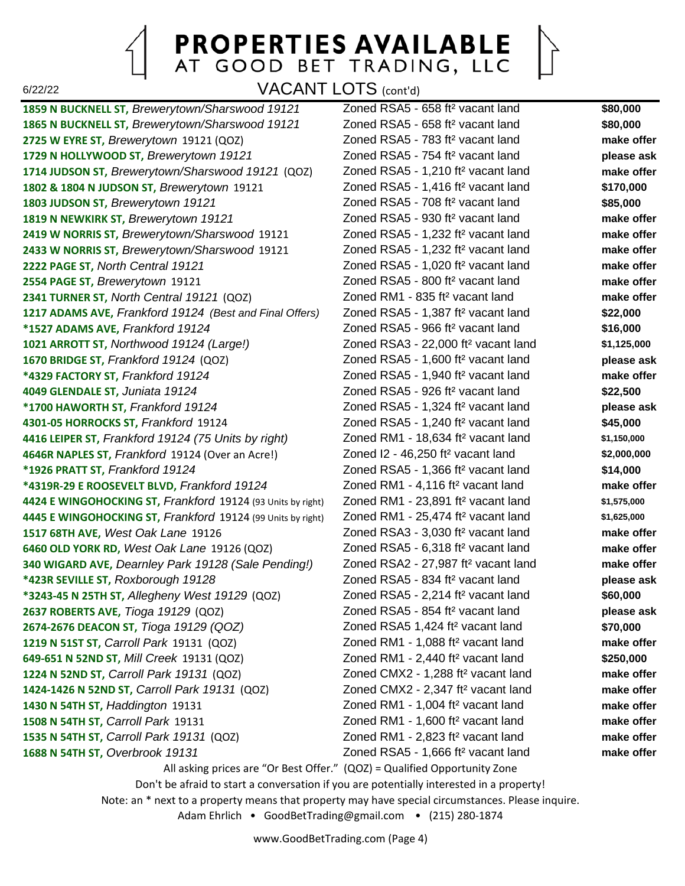# PROPERTIES AVAILABLE
## AT GOOD BET TRADING, LLC

6/22/22

## VACANT LOTS (cont'd)

| | | |
|---|---|---|
| **1859 N BUCKNELL ST,** *Brewerytown/Sharswood 19121* | Zoned RSA5 - 658 ft² vacant land | **$80,000** |
| **1865 N BUCKNELL ST,** *Brewerytown/Sharswood 19121* | Zoned RSA5 - 658 ft² vacant land | **$80,000** |
| **2725 W EYRE ST,** *Brewerytown* 19121 (QOZ) | Zoned RSA5 - 783 ft² vacant land | **make offer** |
| **1729 N HOLLYWOOD ST,** *Brewerytown 19121* | Zoned RSA5 - 754 ft² vacant land | **please ask** |
| **1714 JUDSON ST,** *Brewerytown/Sharswood 19121* (QOZ) | Zoned RSA5 - 1,210 ft² vacant land | **make offer** |
| **1802 & 1804 N JUDSON ST,** *Brewerytown* 19121 | Zoned RSA5 - 1,416 ft² vacant land | **$170,000** |
| **1803 JUDSON ST,** *Brewerytown 19121* | Zoned RSA5 - 708 ft² vacant land | **$85,000** |
| **1819 N NEWKIRK ST,** *Brewerytown 19121* | Zoned RSA5 - 930 ft² vacant land | **make offer** |
| **2419 W NORRIS ST,** *Brewerytown/Sharswood* 19121 | Zoned RSA5 - 1,232 ft² vacant land | **make offer** |
| **2433 W NORRIS ST,** *Brewerytown/Sharswood* 19121 | Zoned RSA5 - 1,232 ft² vacant land | **make offer** |
| **2222 PAGE ST,** *North Central 19121* | Zoned RSA5 - 1,020 ft² vacant land | **make offer** |
| **2554 PAGE ST,** *Brewerytown* 19121 | Zoned RSA5 - 800 ft² vacant land | **make offer** |
| **2341 TURNER ST,** *North Central 19121* (QOZ) | Zoned RM1 - 835 ft² vacant land | **make offer** |
| **1217 ADAMS AVE,** *Frankford 19124 (Best and Final Offers)* | Zoned RSA5 - 1,387 ft² vacant land | **$22,000** |
| ***1527 ADAMS AVE,** *Frankford 19124* | Zoned RSA5 - 966 ft² vacant land | **$16,000** |
| **1021 ARROTT ST,** *Northwood 19124 (Large!)* | Zoned RSA3 - 22,000 ft² vacant land | **$1,125,000** |
| **1670 BRIDGE ST,** *Frankford 19124* (QOZ) | Zoned RSA5 - 1,600 ft² vacant land | **please ask** |
| ***4329 FACTORY ST,** *Frankford 19124* | Zoned RSA5 - 1,940 ft² vacant land | **make offer** |
| **4049 GLENDALE ST,** *Juniata 19124* | Zoned RSA5 - 926 ft² vacant land | **$22,500** |
| ***1700 HAWORTH ST,** *Frankford 19124* | Zoned RSA5 - 1,324 ft² vacant land | **please ask** |
| **4301-05 HORROCKS ST,** *Frankford* 19124 | Zoned RSA5 - 1,240 ft² vacant land | **$45,000** |
| **4416 LEIPER ST,** *Frankford 19124 (75 Units by right)* | Zoned RM1 - 18,634 ft² vacant land | **$1,150,000** |
| **4646R NAPLES ST,** *Frankford* 19124 (Over an Acre!) | Zoned I2 - 46,250 ft² vacant land | **$2,000,000** |
| ***1926 PRATT ST,** *Frankford 19124* | Zoned RSA5 - 1,366 ft² vacant land | **$14,000** |
| ***4319R-29 E ROOSEVELT BLVD,** *Frankford 19124* | Zoned RM1 - 4,116 ft² vacant land | **make offer** |
| **4424 E WINGOHOCKING ST,** *Frankford* 19124 (93 Units by right) | Zoned RM1 - 23,891 ft² vacant land | **$1,575,000** |
| **4445 E WINGOHOCKING ST,** *Frankford* 19124 (99 Units by right) | Zoned RM1 - 25,474 ft² vacant land | **$1,625,000** |
| **1517 68TH AVE,** *West Oak Lane* 19126 | Zoned RSA3 - 3,030 ft² vacant land | **make offer** |
| **6460 OLD YORK RD,** *West Oak Lane* 19126 (QOZ) | Zoned RSA5 - 6,318 ft² vacant land | **make offer** |
| **340 WIGARD AVE,** *Dearnley Park 19128 (Sale Pending!)* | Zoned RSA2 - 27,987 ft² vacant land | **make offer** |
| ***423R SEVILLE ST,** *Roxborough 19128* | Zoned RSA5 - 834 ft² vacant land | **please ask** |
| ***3243-45 N 25TH ST,** *Allegheny West 19129* (QOZ) | Zoned RSA5 - 2,214 ft² vacant land | **$60,000** |
| **2637 ROBERTS AVE,** *Tioga 19129* (QOZ) | Zoned RSA5 - 854 ft² vacant land | **please ask** |
| **2674-2676 DEACON ST,** *Tioga 19129 (QOZ)* | Zoned RSA5 1,424 ft² vacant land | **$70,000** |
| **1219 N 51ST ST,** *Carroll Park* 19131 (QOZ) | Zoned RM1 - 1,088 ft² vacant land | **make offer** |
| **649-651 N 52ND ST,** *Mill Creek* 19131 (QOZ) | Zoned RM1 - 2,440 ft² vacant land | **$250,000** |
| **1224 N 52ND ST,** *Carroll Park 19131* (QOZ) | Zoned CMX2 - 1,288 ft² vacant land | **make offer** |
| **1424-1426 N 52ND ST,** *Carroll Park 19131* (QOZ) | Zoned CMX2 - 2,347 ft² vacant land | **make offer** |
| **1430 N 54TH ST,** *Haddington* 19131 | Zoned RM1 - 1,004 ft² vacant land | **make offer** |
| **1508 N 54TH ST,** *Carroll Park* 19131 | Zoned RM1 - 1,600 ft² vacant land | **make offer** |
| **1535 N 54TH ST,** *Carroll Park 19131* (QOZ) | Zoned RM1 - 2,823 ft² vacant land | **make offer** |
| **1688 N 54TH ST,** *Overbrook 19131* | Zoned RSA5 - 1,666 ft² vacant land | **make offer** |

All asking prices are "Or Best Offer." (QOZ) = Qualified Opportunity Zone

Don't be afraid to start a conversation if you are potentially interested in a property!

Note: an * next to a property means that property may have special circumstances. Please inquire.

Adam Ehrlich • GoodBetTrading@gmail.com • (215) 280-1874

www.GoodBetTrading.com (Page 4)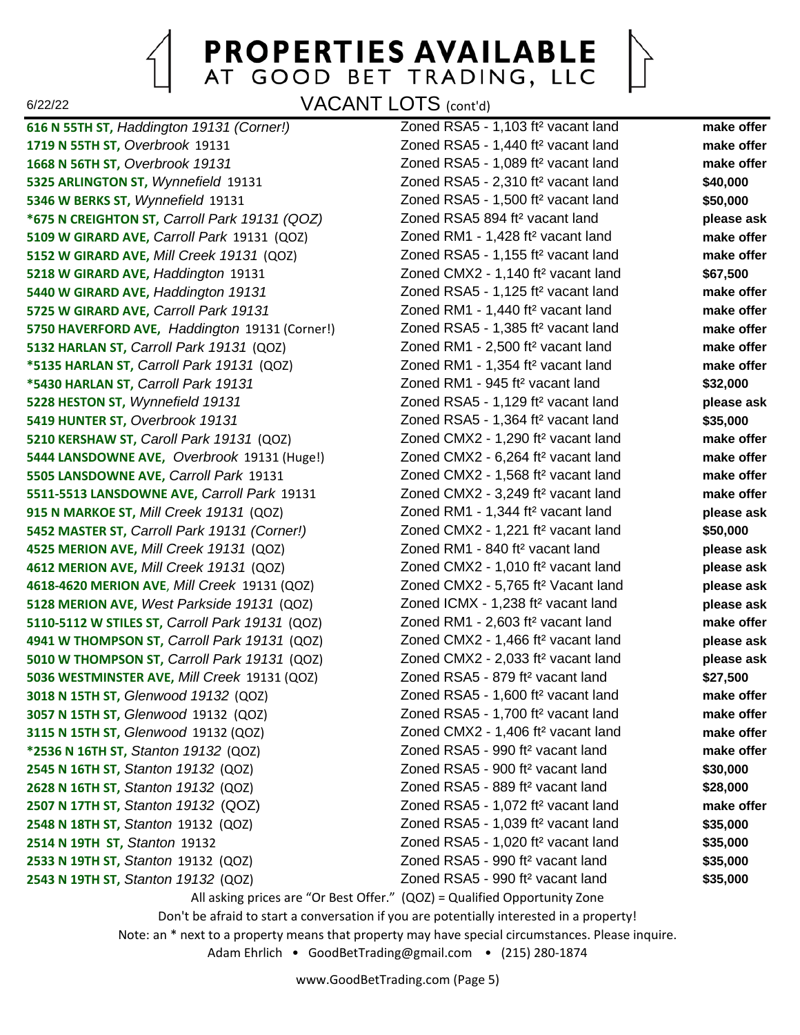# PROPERTIES AVAILABLE
## AT GOOD BET TRADING, LLC

6/22/22

## VACANT LOTS (cont'd)

| | | |
|---|---|---|
| **616 N 55TH ST,** *Haddington 19131 (Corner!)* | Zoned RSA5 - 1,103 ft² vacant land | **make offer** |
| **1719 N 55TH ST,** *Overbrook* 19131 | Zoned RSA5 - 1,440 ft² vacant land | **make offer** |
| **1668 N 56TH ST,** *Overbrook 19131* | Zoned RSA5 - 1,089 ft² vacant land | **make offer** |
| **5325 ARLINGTON ST,** *Wynnefield* 19131 | Zoned RSA5 - 2,310 ft² vacant land | **$40,000** |
| **5346 W BERKS ST,** *Wynnefield* 19131 | Zoned RSA5 - 1,500 ft² vacant land | **$50,000** |
| ***675 N CREIGHTON ST,** *Carroll Park 19131 (QOZ)* | Zoned RSA5 894 ft² vacant land | **please ask** |
| **5109 W GIRARD AVE,** *Carroll Park* 19131 (QOZ) | Zoned RM1 - 1,428 ft² vacant land | **make offer** |
| **5152 W GIRARD AVE,** *Mill Creek 19131* (QOZ) | Zoned RSA5 - 1,155 ft² vacant land | **make offer** |
| **5218 W GIRARD AVE,** *Haddington* 19131 | Zoned CMX2 - 1,140 ft² vacant land | **$67,500** |
| **5440 W GIRARD AVE,** *Haddington 19131* | Zoned RSA5 - 1,125 ft² vacant land | **make offer** |
| **5725 W GIRARD AVE,** *Carroll Park 19131* | Zoned RM1 - 1,440 ft² vacant land | **make offer** |
| **5750 HAVERFORD AVE,** *Haddington* 19131 (Corner!) | Zoned RSA5 - 1,385 ft² vacant land | **make offer** |
| **5132 HARLAN ST,** *Carroll Park 19131* (QOZ) | Zoned RM1 - 2,500 ft² vacant land | **make offer** |
| ***5135 HARLAN ST,** *Carroll Park 19131* (QOZ) | Zoned RM1 - 1,354 ft² vacant land | **make offer** |
| ***5430 HARLAN ST,** *Carroll Park 19131* | Zoned RM1 - 945 ft² vacant land | **$32,000** |
| **5228 HESTON ST,** *Wynnefield 19131* | Zoned RSA5 - 1,129 ft² vacant land | **please ask** |
| **5419 HUNTER ST,** *Overbrook 19131* | Zoned RSA5 - 1,364 ft² vacant land | **$35,000** |
| **5210 KERSHAW ST,** *Caroll Park 19131* (QOZ) | Zoned CMX2 - 1,290 ft² vacant land | **make offer** |
| **5444 LANSDOWNE AVE,** *Overbrook* 19131 (Huge!) | Zoned CMX2 - 6,264 ft² vacant land | **make offer** |
| **5505 LANSDOWNE AVE,** *Carroll Park* 19131 | Zoned CMX2 - 1,568 ft² vacant land | **make offer** |
| **5511-5513 LANSDOWNE AVE,** *Carroll Park* 19131 | Zoned CMX2 - 3,249 ft² vacant land | **make offer** |
| **915 N MARKOE ST,** *Mill Creek 19131* (QOZ) | Zoned RM1 - 1,344 ft² vacant land | **please ask** |
| **5452 MASTER ST,** *Carroll Park 19131 (Corner!)* | Zoned CMX2 - 1,221 ft² vacant land | **$50,000** |
| **4525 MERION AVE,** *Mill Creek 19131* (QOZ) | Zoned RM1 - 840 ft² vacant land | **please ask** |
| **4612 MERION AVE,** *Mill Creek 19131* (QOZ) | Zoned CMX2 - 1,010 ft² vacant land | **please ask** |
| **4618-4620 MERION AVE**, *Mill Creek* 19131 (QOZ) | Zoned CMX2 - 5,765 ft² Vacant land | **please ask** |
| **5128 MERION AVE,** *West Parkside 19131* (QOZ) | Zoned ICMX - 1,238 ft² vacant land | **please ask** |
| **5110-5112 W STILES ST,** *Carroll Park 19131* (QOZ) | Zoned RM1 - 2,603 ft² vacant land | **make offer** |
| **4941 W THOMPSON ST,** *Carroll Park 19131* (QOZ) | Zoned CMX2 - 1,466 ft² vacant land | **please ask** |
| **5010 W THOMPSON ST,** *Carroll Park 19131* (QOZ) | Zoned CMX2 - 2,033 ft² vacant land | **please ask** |
| **5036 WESTMINSTER AVE,** *Mill Creek* 19131 (QOZ) | Zoned RSA5 - 879 ft² vacant land | **$27,500** |
| **3018 N 15TH ST,** *Glenwood 19132* (QOZ) | Zoned RSA5 - 1,600 ft² vacant land | **make offer** |
| **3057 N 15TH ST,** *Glenwood* 19132 (QOZ) | Zoned RSA5 - 1,700 ft² vacant land | **make offer** |
| **3115 N 15TH ST,** *Glenwood* 19132 (QOZ) | Zoned CMX2 - 1,406 ft² vacant land | **make offer** |
| ***2536 N 16TH ST,** *Stanton 19132* (QOZ) | Zoned RSA5 - 990 ft² vacant land | **make offer** |
| **2545 N 16TH ST,** *Stanton 19132* (QOZ) | Zoned RSA5 - 900 ft² vacant land | **$30,000** |
| **2628 N 16TH ST,** *Stanton 19132* (QOZ) | Zoned RSA5 - 889 ft² vacant land | **$28,000** |
| **2507 N 17TH ST,** *Stanton 19132* (QOZ) | Zoned RSA5 - 1,072 ft² vacant land | **make offer** |
| **2548 N 18TH ST,** *Stanton* 19132 (QOZ) | Zoned RSA5 - 1,039 ft² vacant land | **$35,000** |
| **2514 N 19TH ST,** *Stanton* 19132 | Zoned RSA5 - 1,020 ft² vacant land | **$35,000** |
| **2533 N 19TH ST,** *Stanton* 19132 (QOZ) | Zoned RSA5 - 990 ft² vacant land | **$35,000** |
| **2543 N 19TH ST,** *Stanton 19132* (QOZ) | Zoned RSA5 - 990 ft² vacant land | **$35,000** |

All asking prices are "Or Best Offer." (QOZ) = Qualified Opportunity Zone

Don't be afraid to start a conversation if you are potentially interested in a property!

Note: an * next to a property means that property may have special circumstances. Please inquire.

Adam Ehrlich • GoodBetTrading@gmail.com • (215) 280-1874

www.GoodBetTrading.com (Page 5)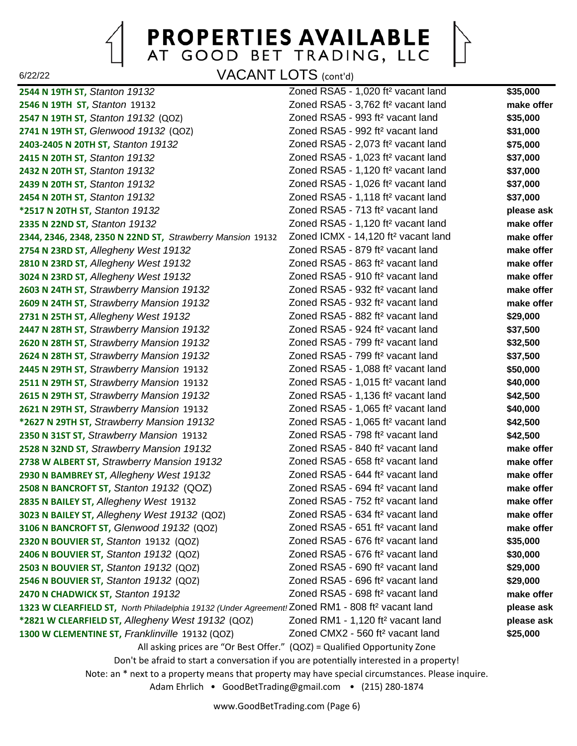# PROPERTIES AVAILABLE AT GOOD BET TRADING, LLC

6/22/22

## VACANT LOTS (cont'd)

| | | |
|---|---|---|
| **2544 N 19TH ST,** *Stanton 19132* | Zoned RSA5 - 1,020 ft² vacant land | **$35,000** |
| **2546 N 19TH ST,** *Stanton* 19132 | Zoned RSA5 - 3,762 ft² vacant land | **make offer** |
| **2547 N 19TH ST,** *Stanton 19132* (QOZ) | Zoned RSA5 - 993 ft² vacant land | **$35,000** |
| **2741 N 19TH ST,** *Glenwood 19132* (QOZ) | Zoned RSA5 - 992 ft² vacant land | **$31,000** |
| **2403-2405 N 20TH ST,** *Stanton 19132* | Zoned RSA5 - 2,073 ft² vacant land | **$75,000** |
| **2415 N 20TH ST,** *Stanton 19132* | Zoned RSA5 - 1,023 ft² vacant land | **$37,000** |
| **2432 N 20TH ST,** *Stanton 19132* | Zoned RSA5 - 1,120 ft² vacant land | **$37,000** |
| **2439 N 20TH ST,** *Stanton 19132* | Zoned RSA5 - 1,026 ft² vacant land | **$37,000** |
| **2454 N 20TH ST,** *Stanton 19132* | Zoned RSA5 - 1,118 ft² vacant land | **$37,000** |
| **\*2517 N 20TH ST,** *Stanton 19132* | Zoned RSA5 - 713 ft² vacant land | **please ask** |
| **2335 N 22ND ST,** *Stanton 19132* | Zoned RSA5 - 1,120 ft² vacant land | **make offer** |
| **2344, 2346, 2348, 2350 N 22ND ST,** *Strawberry Mansion* 19132 | Zoned ICMX - 14,120 ft² vacant land | **make offer** |
| **2754 N 23RD ST,** *Allegheny West 19132* | Zoned RSA5 - 879 ft² vacant land | **make offer** |
| **2810 N 23RD ST,** *Allegheny West 19132* | Zoned RSA5 - 863 ft² vacant land | **make offer** |
| **3024 N 23RD ST,** *Allegheny West 19132* | Zoned RSA5 - 910 ft² vacant land | **make offer** |
| **2603 N 24TH ST,** *Strawberry Mansion 19132* | Zoned RSA5 - 932 ft² vacant land | **make offer** |
| **2609 N 24TH ST,** *Strawberry Mansion 19132* | Zoned RSA5 - 932 ft² vacant land | **make offer** |
| **2731 N 25TH ST,** *Allegheny West 19132* | Zoned RSA5 - 882 ft² vacant land | **$29,000** |
| **2447 N 28TH ST,** *Strawberry Mansion 19132* | Zoned RSA5 - 924 ft² vacant land | **$37,500** |
| **2620 N 28TH ST,** *Strawberry Mansion 19132* | Zoned RSA5 - 799 ft² vacant land | **$32,500** |
| **2624 N 28TH ST,** *Strawberry Mansion 19132* | Zoned RSA5 - 799 ft² vacant land | **$37,500** |
| **2445 N 29TH ST,** *Strawberry Mansion* 19132 | Zoned RSA5 - 1,088 ft² vacant land | **$50,000** |
| **2511 N 29TH ST,** *Strawberry Mansion* 19132 | Zoned RSA5 - 1,015 ft² vacant land | **$40,000** |
| **2615 N 29TH ST,** *Strawberry Mansion 19132* | Zoned RSA5 - 1,136 ft² vacant land | **$42,500** |
| **2621 N 29TH ST,** *Strawberry Mansion* 19132 | Zoned RSA5 - 1,065 ft² vacant land | **$40,000** |
| **\*2627 N 29TH ST,** *Strawberry Mansion 19132* | Zoned RSA5 - 1,065 ft² vacant land | **$42,500** |
| **2350 N 31ST ST,** *Strawberry Mansion* 19132 | Zoned RSA5 - 798 ft² vacant land | **$42,500** |
| **2528 N 32ND ST,** *Strawberry Mansion 19132* | Zoned RSA5 - 840 ft² vacant land | **make offer** |
| **2738 W ALBERT ST,** *Strawberry Mansion 19132* | Zoned RSA5 - 658 ft² vacant land | **make offer** |
| **2930 N BAMBREY ST,** *Allegheny West 19132* | Zoned RSA5 - 644 ft² vacant land | **make offer** |
| **2508 N BANCROFT ST,** *Stanton 19132* (QOZ) | Zoned RSA5 - 694 ft² vacant land | **make offer** |
| **2835 N BAILEY ST,** *Allegheny West* 19132 | Zoned RSA5 - 752 ft² vacant land | **make offer** |
| **3023 N BAILEY ST,** *Allegheny West 19132* (QOZ) | Zoned RSA5 - 634 ft² vacant land | **make offer** |
| **3106 N BANCROFT ST,** *Glenwood 19132* (QOZ) | Zoned RSA5 - 651 ft² vacant land | **make offer** |
| **2320 N BOUVIER ST,** *Stanton* 19132 (QOZ) | Zoned RSA5 - 676 ft² vacant land | **$35,000** |
| **2406 N BOUVIER ST,** *Stanton 19132* (QOZ) | Zoned RSA5 - 676 ft² vacant land | **$30,000** |
| **2503 N BOUVIER ST,** *Stanton 19132* (QOZ) | Zoned RSA5 - 690 ft² vacant land | **$29,000** |
| **2546 N BOUVIER ST,** *Stanton 19132* (QOZ) | Zoned RSA5 - 696 ft² vacant land | **$29,000** |
| **2470 N CHADWICK ST,** *Stanton 19132* | Zoned RSA5 - 698 ft² vacant land | **make offer** |
| **1323 W CLEARFIELD ST,** *North Philadelphia 19132 (Under Agreement!* | Zoned RM1 - 808 ft² vacant land | **please ask** |
| **\*2821 W CLEARFIELD ST,** *Allegheny West 19132* (QOZ) | Zoned RM1 - 1,120 ft² vacant land | **please ask** |
| **1300 W CLEMENTINE ST,** *Franklinville* 19132 (QOZ) | Zoned CMX2 - 560 ft² vacant land | **$25,000** |

All asking prices are "Or Best Offer." (QOZ) = Qualified Opportunity Zone

Don't be afraid to start a conversation if you are potentially interested in a property!

Note: an * next to a property means that property may have special circumstances. Please inquire.

Adam Ehrlich • GoodBetTrading@gmail.com • (215) 280-1874

www.GoodBetTrading.com (Page 6)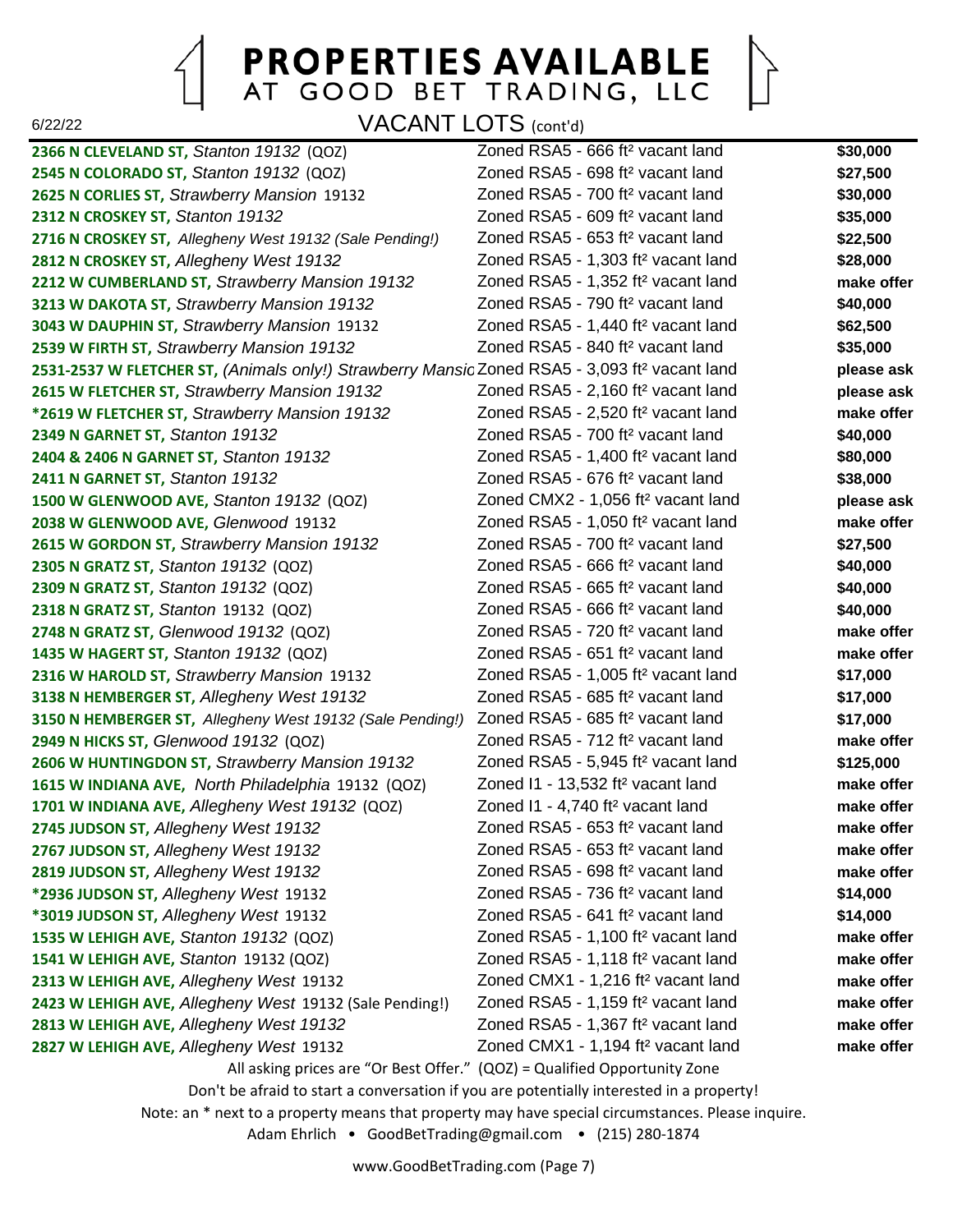# PROPERTIES AVAILABLE
## AT GOOD BET TRADING, LLC

6/22/22

## VACANT LOTS (cont'd)

| | | |
|---|---|---|
| **2366 N CLEVELAND ST,** *Stanton 19132* (QOZ) | Zoned RSA5 - 666 ft² vacant land | **$30,000** |
| **2545 N COLORADO ST,** *Stanton 19132* (QOZ) | Zoned RSA5 - 698 ft² vacant land | **$27,500** |
| **2625 N CORLIES ST,** *Strawberry Mansion* 19132 | Zoned RSA5 - 700 ft² vacant land | **$30,000** |
| **2312 N CROSKEY ST,** *Stanton 19132* | Zoned RSA5 - 609 ft² vacant land | **$35,000** |
| **2716 N CROSKEY ST,** *Allegheny West 19132 (Sale Pending!)* | Zoned RSA5 - 653 ft² vacant land | **$22,500** |
| **2812 N CROSKEY ST,** *Allegheny West 19132* | Zoned RSA5 - 1,303 ft² vacant land | **$28,000** |
| **2212 W CUMBERLAND ST,** *Strawberry Mansion 19132* | Zoned RSA5 - 1,352 ft² vacant land | **make offer** |
| **3213 W DAKOTA ST,** *Strawberry Mansion 19132* | Zoned RSA5 - 790 ft² vacant land | **$40,000** |
| **3043 W DAUPHIN ST,** *Strawberry Mansion* 19132 | Zoned RSA5 - 1,440 ft² vacant land | **$62,500** |
| **2539 W FIRTH ST,** *Strawberry Mansion 19132* | Zoned RSA5 - 840 ft² vacant land | **$35,000** |
| **2531-2537 W FLETCHER ST,** *(Animals only!) Strawberry Mansio* | Zoned RSA5 - 3,093 ft² vacant land | **please ask** |
| **2615 W FLETCHER ST,** *Strawberry Mansion 19132* | Zoned RSA5 - 2,160 ft² vacant land | **please ask** |
| **\*2619 W FLETCHER ST,** *Strawberry Mansion 19132* | Zoned RSA5 - 2,520 ft² vacant land | **make offer** |
| **2349 N GARNET ST,** *Stanton 19132* | Zoned RSA5 - 700 ft² vacant land | **$40,000** |
| **2404 & 2406 N GARNET ST,** *Stanton 19132* | Zoned RSA5 - 1,400 ft² vacant land | **$80,000** |
| **2411 N GARNET ST,** *Stanton 19132* | Zoned RSA5 - 676 ft² vacant land | **$38,000** |
| **1500 W GLENWOOD AVE,** *Stanton 19132* (QOZ) | Zoned CMX2 - 1,056 ft² vacant land | **please ask** |
| **2038 W GLENWOOD AVE,** *Glenwood* 19132 | Zoned RSA5 - 1,050 ft² vacant land | **make offer** |
| **2615 W GORDON ST,** *Strawberry Mansion 19132* | Zoned RSA5 - 700 ft² vacant land | **$27,500** |
| **2305 N GRATZ ST,** *Stanton 19132* (QOZ) | Zoned RSA5 - 666 ft² vacant land | **$40,000** |
| **2309 N GRATZ ST,** *Stanton 19132* (QOZ) | Zoned RSA5 - 665 ft² vacant land | **$40,000** |
| **2318 N GRATZ ST,** *Stanton* 19132 (QOZ) | Zoned RSA5 - 666 ft² vacant land | **$40,000** |
| **2748 N GRATZ ST,** *Glenwood 19132* (QOZ) | Zoned RSA5 - 720 ft² vacant land | **make offer** |
| **1435 W HAGERT ST,** *Stanton 19132* (QOZ) | Zoned RSA5 - 651 ft² vacant land | **make offer** |
| **2316 W HAROLD ST,** *Strawberry Mansion* 19132 | Zoned RSA5 - 1,005 ft² vacant land | **$17,000** |
| **3138 N HEMBERGER ST,** *Allegheny West 19132* | Zoned RSA5 - 685 ft² vacant land | **$17,000** |
| **3150 N HEMBERGER ST,** *Allegheny West 19132 (Sale Pending!)* | Zoned RSA5 - 685 ft² vacant land | **$17,000** |
| **2949 N HICKS ST,** *Glenwood 19132* (QOZ) | Zoned RSA5 - 712 ft² vacant land | **make offer** |
| **2606 W HUNTINGDON ST,** *Strawberry Mansion 19132* | Zoned RSA5 - 5,945 ft² vacant land | **$125,000** |
| **1615 W INDIANA AVE,** *North Philadelphia* 19132 (QOZ) | Zoned I1 - 13,532 ft² vacant land | **make offer** |
| **1701 W INDIANA AVE,** *Allegheny West 19132* (QOZ) | Zoned I1 - 4,740 ft² vacant land | **make offer** |
| **2745 JUDSON ST,** *Allegheny West 19132* | Zoned RSA5 - 653 ft² vacant land | **make offer** |
| **2767 JUDSON ST,** *Allegheny West 19132* | Zoned RSA5 - 653 ft² vacant land | **make offer** |
| **2819 JUDSON ST,** *Allegheny West 19132* | Zoned RSA5 - 698 ft² vacant land | **make offer** |
| **\*2936 JUDSON ST,** *Allegheny West* 19132 | Zoned RSA5 - 736 ft² vacant land | **$14,000** |
| **\*3019 JUDSON ST,** *Allegheny West* 19132 | Zoned RSA5 - 641 ft² vacant land | **$14,000** |
| **1535 W LEHIGH AVE,** *Stanton 19132* (QOZ) | Zoned RSA5 - 1,100 ft² vacant land | **make offer** |
| **1541 W LEHIGH AVE,** *Stanton* 19132 (QOZ) | Zoned RSA5 - 1,118 ft² vacant land | **make offer** |
| **2313 W LEHIGH AVE,** *Allegheny West* 19132 | Zoned CMX1 - 1,216 ft² vacant land | **make offer** |
| **2423 W LEHIGH AVE,** *Allegheny West* 19132 (Sale Pending!) | Zoned RSA5 - 1,159 ft² vacant land | **make offer** |
| **2813 W LEHIGH AVE,** *Allegheny West 19132* | Zoned RSA5 - 1,367 ft² vacant land | **make offer** |
| **2827 W LEHIGH AVE,** *Allegheny West* 19132 | Zoned CMX1 - 1,194 ft² vacant land | **make offer** |

All asking prices are "Or Best Offer." (QOZ) = Qualified Opportunity Zone

Don't be afraid to start a conversation if you are potentially interested in a property!

Note: an * next to a property means that property may have special circumstances. Please inquire.

Adam Ehrlich • GoodBetTrading@gmail.com • (215) 280-1874

www.GoodBetTrading.com (Page 7)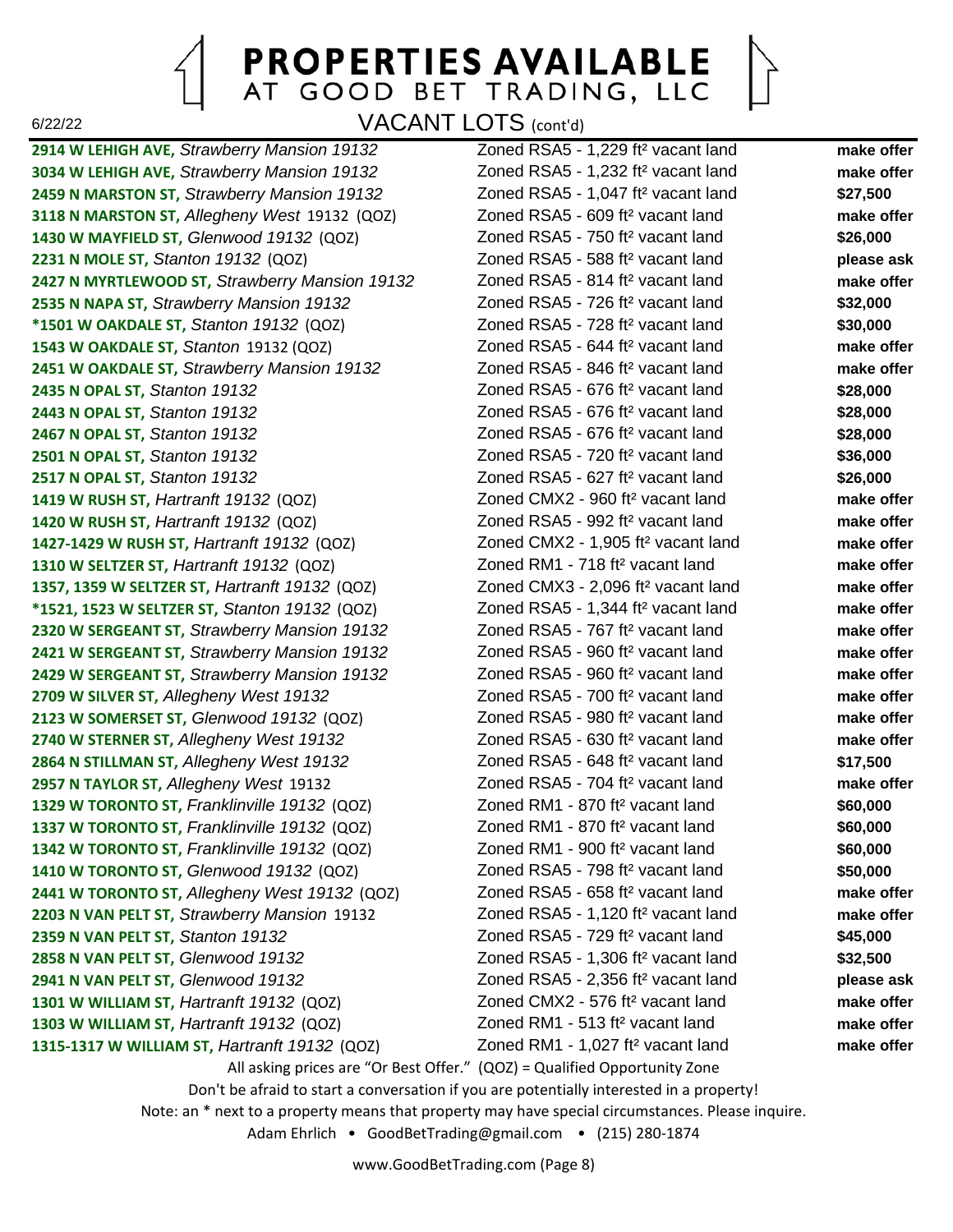# PROPERTIES AVAILABLE AT GOOD BET TRADING, LLC

6/22/22

## VACANT LOTS (cont'd)

| | | |
|---|---|---|
| **2914 W LEHIGH AVE,** *Strawberry Mansion 19132* | Zoned RSA5 - 1,229 ft² vacant land | **make offer** |
| **3034 W LEHIGH AVE,** *Strawberry Mansion 19132* | Zoned RSA5 - 1,232 ft² vacant land | **make offer** |
| **2459 N MARSTON ST,** *Strawberry Mansion 19132* | Zoned RSA5 - 1,047 ft² vacant land | **$27,500** |
| **3118 N MARSTON ST,** *Allegheny West* 19132 (QOZ) | Zoned RSA5 - 609 ft² vacant land | **make offer** |
| **1430 W MAYFIELD ST,** *Glenwood 19132* (QOZ) | Zoned RSA5 - 750 ft² vacant land | **$26,000** |
| **2231 N MOLE ST,** *Stanton 19132* (QOZ) | Zoned RSA5 - 588 ft² vacant land | **please ask** |
| **2427 N MYRTLEWOOD ST,** *Strawberry Mansion 19132* | Zoned RSA5 - 814 ft² vacant land | **make offer** |
| **2535 N NAPA ST,** *Strawberry Mansion 19132* | Zoned RSA5 - 726 ft² vacant land | **$32,000** |
| **\*1501 W OAKDALE ST,** *Stanton 19132* (QOZ) | Zoned RSA5 - 728 ft² vacant land | **$30,000** |
| **1543 W OAKDALE ST,** *Stanton* 19132 (QOZ) | Zoned RSA5 - 644 ft² vacant land | **make offer** |
| **2451 W OAKDALE ST,** *Strawberry Mansion 19132* | Zoned RSA5 - 846 ft² vacant land | **make offer** |
| **2435 N OPAL ST,** *Stanton 19132* | Zoned RSA5 - 676 ft² vacant land | **$28,000** |
| **2443 N OPAL ST,** *Stanton 19132* | Zoned RSA5 - 676 ft² vacant land | **$28,000** |
| **2467 N OPAL ST,** *Stanton 19132* | Zoned RSA5 - 676 ft² vacant land | **$28,000** |
| **2501 N OPAL ST,** *Stanton 19132* | Zoned RSA5 - 720 ft² vacant land | **$36,000** |
| **2517 N OPAL ST,** *Stanton 19132* | Zoned RSA5 - 627 ft² vacant land | **$26,000** |
| **1419 W RUSH ST,** *Hartranft 19132* (QOZ) | Zoned CMX2 - 960 ft² vacant land | **make offer** |
| **1420 W RUSH ST,** *Hartranft 19132* (QOZ) | Zoned RSA5 - 992 ft² vacant land | **make offer** |
| **1427-1429 W RUSH ST,** *Hartranft 19132* (QOZ) | Zoned CMX2 - 1,905 ft² vacant land | **make offer** |
| **1310 W SELTZER ST,** *Hartranft 19132* (QOZ) | Zoned RM1 - 718 ft² vacant land | **make offer** |
| **1357, 1359 W SELTZER ST,** *Hartranft 19132* (QOZ) | Zoned CMX3 - 2,096 ft² vacant land | **make offer** |
| **\*1521, 1523 W SELTZER ST,** *Stanton 19132* (QOZ) | Zoned RSA5 - 1,344 ft² vacant land | **make offer** |
| **2320 W SERGEANT ST,** *Strawberry Mansion 19132* | Zoned RSA5 - 767 ft² vacant land | **make offer** |
| **2421 W SERGEANT ST,** *Strawberry Mansion 19132* | Zoned RSA5 - 960 ft² vacant land | **make offer** |
| **2429 W SERGEANT ST,** *Strawberry Mansion 19132* | Zoned RSA5 - 960 ft² vacant land | **make offer** |
| **2709 W SILVER ST,** *Allegheny West 19132* | Zoned RSA5 - 700 ft² vacant land | **make offer** |
| **2123 W SOMERSET ST,** *Glenwood 19132* (QOZ) | Zoned RSA5 - 980 ft² vacant land | **make offer** |
| **2740 W STERNER ST,** *Allegheny West 19132* | Zoned RSA5 - 630 ft² vacant land | **make offer** |
| **2864 N STILLMAN ST,** *Allegheny West 19132* | Zoned RSA5 - 648 ft² vacant land | **$17,500** |
| **2957 N TAYLOR ST,** *Allegheny West* 19132 | Zoned RSA5 - 704 ft² vacant land | **make offer** |
| **1329 W TORONTO ST,** *Franklinville 19132* (QOZ) | Zoned RM1 - 870 ft² vacant land | **$60,000** |
| **1337 W TORONTO ST,** *Franklinville 19132* (QOZ) | Zoned RM1 - 870 ft² vacant land | **$60,000** |
| **1342 W TORONTO ST,** *Franklinville 19132* (QOZ) | Zoned RM1 - 900 ft² vacant land | **$60,000** |
| **1410 W TORONTO ST,** *Glenwood 19132* (QOZ) | Zoned RSA5 - 798 ft² vacant land | **$50,000** |
| **2441 W TORONTO ST,** *Allegheny West 19132* (QOZ) | Zoned RSA5 - 658 ft² vacant land | **make offer** |
| **2203 N VAN PELT ST,** *Strawberry Mansion* 19132 | Zoned RSA5 - 1,120 ft² vacant land | **make offer** |
| **2359 N VAN PELT ST,** *Stanton 19132* | Zoned RSA5 - 729 ft² vacant land | **$45,000** |
| **2858 N VAN PELT ST,** *Glenwood 19132* | Zoned RSA5 - 1,306 ft² vacant land | **$32,500** |
| **2941 N VAN PELT ST,** *Glenwood 19132* | Zoned RSA5 - 2,356 ft² vacant land | **please ask** |
| **1301 W WILLIAM ST,** *Hartranft 19132* (QOZ) | Zoned CMX2 - 576 ft² vacant land | **make offer** |
| **1303 W WILLIAM ST,** *Hartranft 19132* (QOZ) | Zoned RM1 - 513 ft² vacant land | **make offer** |
| **1315-1317 W WILLIAM ST,** *Hartranft 19132* (QOZ) | Zoned RM1 - 1,027 ft² vacant land | **make offer** |

All asking prices are "Or Best Offer." (QOZ) = Qualified Opportunity Zone

Don't be afraid to start a conversation if you are potentially interested in a property!

Note: an * next to a property means that property may have special circumstances. Please inquire.

Adam Ehrlich • GoodBetTrading@gmail.com • (215) 280-1874

www.GoodBetTrading.com (Page 8)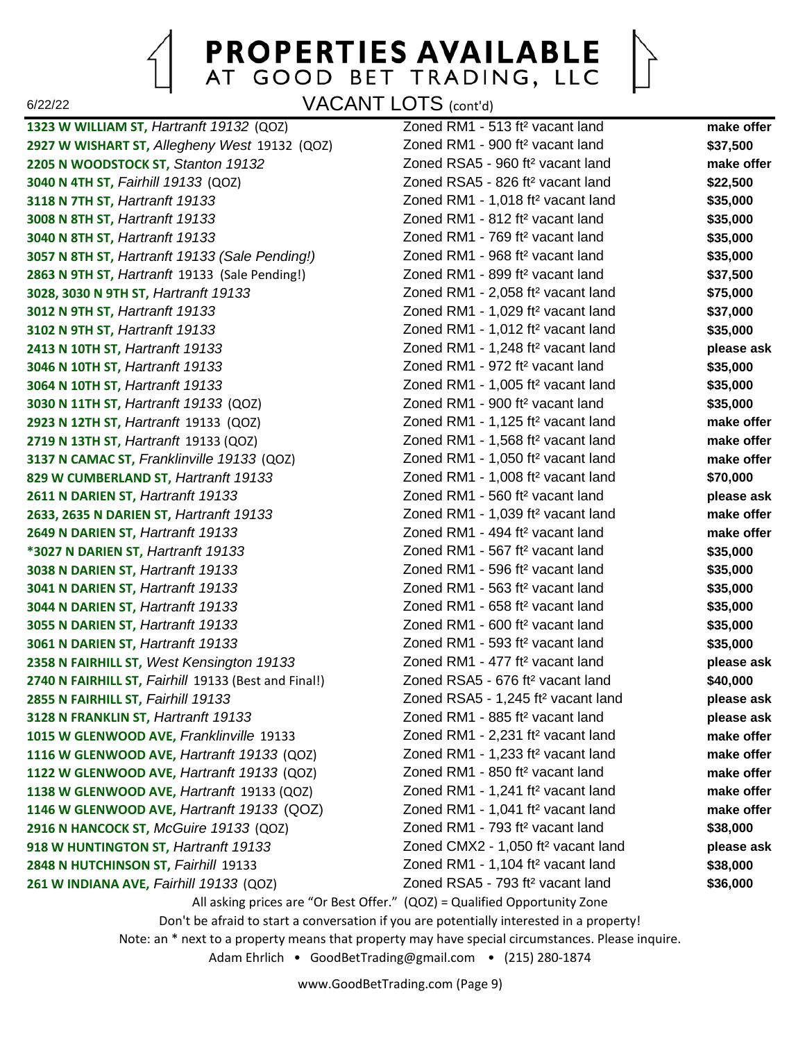# PROPERTIES AVAILABLE AT GOOD BET TRADING, LLC

6/22/22

## VACANT LOTS (cont'd)

| | | |
|---|---|---|
| **1323 W WILLIAM ST,** *Hartranft 19132* (QOZ) | Zoned RM1 - 513 ft² vacant land | **make offer** |
| **2927 W WISHART ST,** *Allegheny West* 19132 (QOZ) | Zoned RM1 - 900 ft² vacant land | **$37,500** |
| **2205 N WOODSTOCK ST,** *Stanton 19132* | Zoned RSA5 - 960 ft² vacant land | **make offer** |
| **3040 N 4TH ST,** *Fairhill 19133* (QOZ) | Zoned RSA5 - 826 ft² vacant land | **$22,500** |
| **3118 N 7TH ST,** *Hartranft 19133* | Zoned RM1 - 1,018 ft² vacant land | **$35,000** |
| **3008 N 8TH ST,** *Hartranft 19133* | Zoned RM1 - 812 ft² vacant land | **$35,000** |
| **3040 N 8TH ST,** *Hartranft 19133* | Zoned RM1 - 769 ft² vacant land | **$35,000** |
| **3057 N 8TH ST,** *Hartranft 19133 (Sale Pending!)* | Zoned RM1 - 968 ft² vacant land | **$35,000** |
| **2863 N 9TH ST,** *Hartranft* 19133 (Sale Pending!) | Zoned RM1 - 899 ft² vacant land | **$37,500** |
| **3028, 3030 N 9TH ST,** *Hartranft 19133* | Zoned RM1 - 2,058 ft² vacant land | **$75,000** |
| **3012 N 9TH ST,** *Hartranft 19133* | Zoned RM1 - 1,029 ft² vacant land | **$37,000** |
| **3102 N 9TH ST,** *Hartranft 19133* | Zoned RM1 - 1,012 ft² vacant land | **$35,000** |
| **2413 N 10TH ST,** *Hartranft 19133* | Zoned RM1 - 1,248 ft² vacant land | **please ask** |
| **3046 N 10TH ST,** *Hartranft 19133* | Zoned RM1 - 972 ft² vacant land | **$35,000** |
| **3064 N 10TH ST,** *Hartranft 19133* | Zoned RM1 - 1,005 ft² vacant land | **$35,000** |
| **3030 N 11TH ST,** *Hartranft 19133* (QOZ) | Zoned RM1 - 900 ft² vacant land | **$35,000** |
| **2923 N 12TH ST,** *Hartranft* 19133 (QOZ) | Zoned RM1 - 1,125 ft² vacant land | **make offer** |
| **2719 N 13TH ST,** *Hartranft* 19133 (QOZ) | Zoned RM1 - 1,568 ft² vacant land | **make offer** |
| **3137 N CAMAC ST,** *Franklinville 19133* (QOZ) | Zoned RM1 - 1,050 ft² vacant land | **make offer** |
| **829 W CUMBERLAND ST,** *Hartranft 19133* | Zoned RM1 - 1,008 ft² vacant land | **$70,000** |
| **2611 N DARIEN ST,** *Hartranft 19133* | Zoned RM1 - 560 ft² vacant land | **please ask** |
| **2633, 2635 N DARIEN ST,** *Hartranft 19133* | Zoned RM1 - 1,039 ft² vacant land | **make offer** |
| **2649 N DARIEN ST,** *Hartranft 19133* | Zoned RM1 - 494 ft² vacant land | **make offer** |
| ***3027 N DARIEN ST,** *Hartranft 19133* | Zoned RM1 - 567 ft² vacant land | **$35,000** |
| **3038 N DARIEN ST,** *Hartranft 19133* | Zoned RM1 - 596 ft² vacant land | **$35,000** |
| **3041 N DARIEN ST,** *Hartranft 19133* | Zoned RM1 - 563 ft² vacant land | **$35,000** |
| **3044 N DARIEN ST,** *Hartranft 19133* | Zoned RM1 - 658 ft² vacant land | **$35,000** |
| **3055 N DARIEN ST,** *Hartranft 19133* | Zoned RM1 - 600 ft² vacant land | **$35,000** |
| **3061 N DARIEN ST,** *Hartranft 19133* | Zoned RM1 - 593 ft² vacant land | **$35,000** |
| **2358 N FAIRHILL ST,** *West Kensington 19133* | Zoned RM1 - 477 ft² vacant land | **please ask** |
| **2740 N FAIRHILL ST,** *Fairhill* 19133 (Best and Final!) | Zoned RSA5 - 676 ft² vacant land | **$40,000** |
| **2855 N FAIRHILL ST,** *Fairhill 19133* | Zoned RSA5 - 1,245 ft² vacant land | **please ask** |
| **3128 N FRANKLIN ST,** *Hartranft 19133* | Zoned RM1 - 885 ft² vacant land | **please ask** |
| **1015 W GLENWOOD AVE,** *Franklinville* 19133 | Zoned RM1 - 2,231 ft² vacant land | **make offer** |
| **1116 W GLENWOOD AVE,** *Hartranft 19133* (QOZ) | Zoned RM1 - 1,233 ft² vacant land | **make offer** |
| **1122 W GLENWOOD AVE,** *Hartranft 19133* (QOZ) | Zoned RM1 - 850 ft² vacant land | **make offer** |
| **1138 W GLENWOOD AVE,** *Hartranft* 19133 (QOZ) | Zoned RM1 - 1,241 ft² vacant land | **make offer** |
| **1146 W GLENWOOD AVE,** *Hartranft 19133* (QOZ) | Zoned RM1 - 1,041 ft² vacant land | **make offer** |
| **2916 N HANCOCK ST,** *McGuire 19133* (QOZ) | Zoned RM1 - 793 ft² vacant land | **$38,000** |
| **918 W HUNTINGTON ST,** *Hartranft 19133* | Zoned CMX2 - 1,050 ft² vacant land | **please ask** |
| **2848 N HUTCHINSON ST,** *Fairhill* 19133 | Zoned RM1 - 1,104 ft² vacant land | **$38,000** |
| **261 W INDIANA AVE,** *Fairhill 19133* (QOZ) | Zoned RSA5 - 793 ft² vacant land | **$36,000** |

All asking prices are "Or Best Offer." (QOZ) = Qualified Opportunity Zone

Don't be afraid to start a conversation if you are potentially interested in a property!

Note: an * next to a property means that property may have special circumstances. Please inquire.

Adam Ehrlich • GoodBetTrading@gmail.com • (215) 280-1874

www.GoodBetTrading.com (Page 9)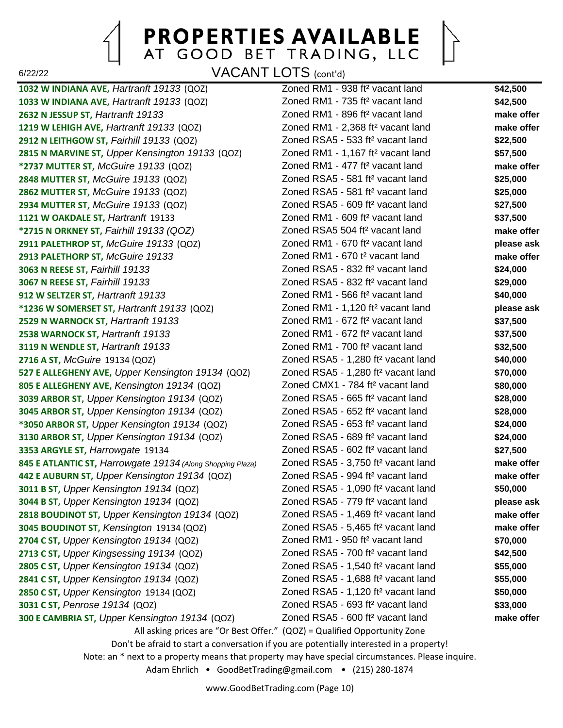# PROPERTIES AVAILABLE
## AT GOOD BET TRADING, LLC

6/22/22

### VACANT LOTS (cont'd)

| | | |
|---|---|---|
| **1032 W INDIANA AVE,** *Hartranft 19133* (QOZ) | Zoned RM1 - 938 ft² vacant land | **$42,500** |
| **1033 W INDIANA AVE,** *Hartranft 19133* (QOZ) | Zoned RM1 - 735 ft² vacant land | **$42,500** |
| **2632 N JESSUP ST,** *Hartranft 19133* | Zoned RM1 - 896 ft² vacant land | **make offer** |
| **1219 W LEHIGH AVE,** *Hartranft 19133* (QOZ) | Zoned RM1 - 2,368 ft² vacant land | **make offer** |
| **2912 N LEITHGOW ST,** *Fairhill 19133* (QOZ) | Zoned RSA5 - 533 ft² vacant land | **$22,500** |
| **2815 N MARVINE ST,** *Upper Kensington 19133* (QOZ) | Zoned RM1 - 1,167 ft² vacant land | **$57,500** |
| **\*2737 MUTTER ST,** *McGuire 19133* (QOZ) | Zoned RM1 - 477 ft² vacant land | **make offer** |
| **2848 MUTTER ST,** *McGuire 19133* (QOZ) | Zoned RSA5 - 581 ft² vacant land | **$25,000** |
| **2862 MUTTER ST,** *McGuire 19133* (QOZ) | Zoned RSA5 - 581 ft² vacant land | **$25,000** |
| **2934 MUTTER ST,** *McGuire 19133* (QOZ) | Zoned RSA5 - 609 ft² vacant land | **$27,500** |
| **1121 W OAKDALE ST,** *Hartranft* 19133 | Zoned RM1 - 609 ft² vacant land | **$37,500** |
| **\*2715 N ORKNEY ST,** *Fairhill 19133 (QOZ)* | Zoned RSA5 504 ft² vacant land | **make offer** |
| **2911 PALETHROP ST,** *McGuire 19133* (QOZ) | Zoned RM1 - 670 ft² vacant land | **please ask** |
| **2913 PALETHORP ST,** *McGuire 19133* | Zoned RM1 - 670 t² vacant land | **make offer** |
| **3063 N REESE ST,** *Fairhill 19133* | Zoned RSA5 - 832 ft² vacant land | **$24,000** |
| **3067 N REESE ST,** *Fairhill 19133* | Zoned RSA5 - 832 ft² vacant land | **$29,000** |
| **912 W SELTZER ST,** *Hartranft 19133* | Zoned RM1 - 566 ft² vacant land | **$40,000** |
| **\*1236 W SOMERSET ST,** *Hartranft 19133* (QOZ) | Zoned RM1 - 1,120 ft² vacant land | **please ask** |
| **2529 N WARNOCK ST,** *Hartranft 19133* | Zoned RM1 - 672 ft² vacant land | **$37,500** |
| **2538 WARNOCK ST,** *Hartranft 19133* | Zoned RM1 - 672 ft² vacant land | **$37,500** |
| **3119 N WENDLE ST,** *Hartranft 19133* | Zoned RM1 - 700 ft² vacant land | **$32,500** |
| **2716 A ST,** *McGuire* 19134 (QOZ) | Zoned RSA5 - 1,280 ft² vacant land | **$40,000** |
| **527 E ALLEGHENY AVE,** *Upper Kensington 19134* (QOZ) | Zoned RSA5 - 1,280 ft² vacant land | **$70,000** |
| **805 E ALLEGHENY AVE,** *Kensington 19134* (QOZ) | Zoned CMX1 - 784 ft² vacant land | **$80,000** |
| **3039 ARBOR ST,** *Upper Kensington 19134* (QOZ) | Zoned RSA5 - 665 ft² vacant land | **$28,000** |
| **3045 ARBOR ST,** *Upper Kensington 19134* (QOZ) | Zoned RSA5 - 652 ft² vacant land | **$28,000** |
| **\*3050 ARBOR ST,** *Upper Kensington 19134* (QOZ) | Zoned RSA5 - 653 ft² vacant land | **$24,000** |
| **3130 ARBOR ST,** *Upper Kensington 19134* (QOZ) | Zoned RSA5 - 689 ft² vacant land | **$24,000** |
| **3353 ARGYLE ST,** *Harrowgate* 19134 | Zoned RSA5 - 602 ft² vacant land | **$27,500** |
| **845 E ATLANTIC ST,** *Harrowgate 19134 (Along Shopping Plaza)* | Zoned RSA5 - 3,750 ft² vacant land | **make offer** |
| **442 E AUBURN ST,** *Upper Kensington 19134* (QOZ) | Zoned RSA5 - 994 ft² vacant land | **make offer** |
| **3011 B ST,** *Upper Kensington 19134* (QOZ) | Zoned RSA5 - 1,090 ft² vacant land | **$50,000** |
| **3044 B ST,** *Upper Kensington 19134* (QOZ) | Zoned RSA5 - 779 ft² vacant land | **please ask** |
| **2818 BOUDINOT ST,** *Upper Kensington 19134* (QOZ) | Zoned RSA5 - 1,469 ft² vacant land | **make offer** |
| **3045 BOUDINOT ST,** *Kensington* 19134 (QOZ) | Zoned RSA5 - 5,465 ft² vacant land | **make offer** |
| **2704 C ST,** *Upper Kensington 19134* (QOZ) | Zoned RM1 - 950 ft² vacant land | **$70,000** |
| **2713 C ST,** *Upper Kingsessing 19134* (QOZ) | Zoned RSA5 - 700 ft² vacant land | **$42,500** |
| **2805 C ST,** *Upper Kensington 19134* (QOZ) | Zoned RSA5 - 1,540 ft² vacant land | **$55,000** |
| **2841 C ST,** *Upper Kensington 19134* (QOZ) | Zoned RSA5 - 1,688 ft² vacant land | **$55,000** |
| **2850 C ST,** *Upper Kensington* 19134 (QOZ) | Zoned RSA5 - 1,120 ft² vacant land | **$50,000** |
| **3031 C ST,** *Penrose 19134* (QOZ) | Zoned RSA5 - 693 ft² vacant land | **$33,000** |
| **300 E CAMBRIA ST,** *Upper Kensington 19134* (QOZ) | Zoned RSA5 - 600 ft² vacant land | **make offer** |

All asking prices are "Or Best Offer." (QOZ) = Qualified Opportunity Zone

Don't be afraid to start a conversation if you are potentially interested in a property!

Note: an * next to a property means that property may have special circumstances. Please inquire.

Adam Ehrlich • GoodBetTrading@gmail.com • (215) 280-1874

www.GoodBetTrading.com (Page 10)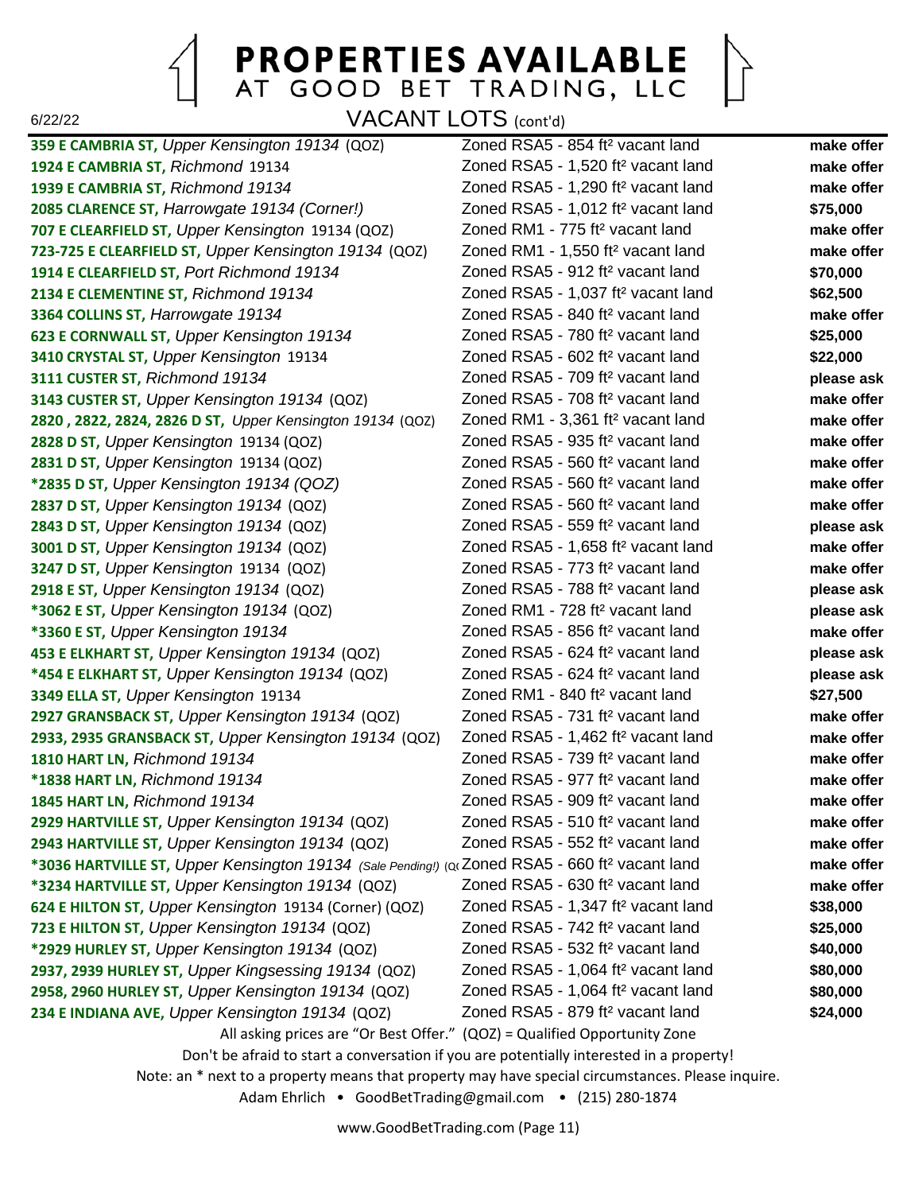# PROPERTIES AVAILABLE AT GOOD BET TRADING, LLC

6/22/22

## VACANT LOTS (cont'd)

| | | |
|---|---|---|
| **359 E CAMBRIA ST,** *Upper Kensington 19134* (QOZ) | Zoned RSA5 - 854 ft² vacant land | **make offer** |
| **1924 E CAMBRIA ST,** *Richmond* 19134 | Zoned RSA5 - 1,520 ft² vacant land | **make offer** |
| **1939 E CAMBRIA ST,** *Richmond 19134* | Zoned RSA5 - 1,290 ft² vacant land | **make offer** |
| **2085 CLARENCE ST,** *Harrowgate 19134 (Corner!)* | Zoned RSA5 - 1,012 ft² vacant land | **$75,000** |
| **707 E CLEARFIELD ST,** *Upper Kensington* 19134 (QOZ) | Zoned RM1 - 775 ft² vacant land | **make offer** |
| **723-725 E CLEARFIELD ST,** *Upper Kensington 19134* (QOZ) | Zoned RM1 - 1,550 ft² vacant land | **make offer** |
| **1914 E CLEARFIELD ST,** *Port Richmond 19134* | Zoned RSA5 - 912 ft² vacant land | **$70,000** |
| **2134 E CLEMENTINE ST,** *Richmond 19134* | Zoned RSA5 - 1,037 ft² vacant land | **$62,500** |
| **3364 COLLINS ST,** *Harrowgate 19134* | Zoned RSA5 - 840 ft² vacant land | **make offer** |
| **623 E CORNWALL ST,** *Upper Kensington 19134* | Zoned RSA5 - 780 ft² vacant land | **$25,000** |
| **3410 CRYSTAL ST,** *Upper Kensington* 19134 | Zoned RSA5 - 602 ft² vacant land | **$22,000** |
| **3111 CUSTER ST,** *Richmond 19134* | Zoned RSA5 - 709 ft² vacant land | **please ask** |
| **3143 CUSTER ST,** *Upper Kensington 19134* (QOZ) | Zoned RSA5 - 708 ft² vacant land | **make offer** |
| **2820 , 2822, 2824, 2826 D ST,** *Upper Kensington 19134* (QOZ) | Zoned RM1 - 3,361 ft² vacant land | **make offer** |
| **2828 D ST,** *Upper Kensington* 19134 (QOZ) | Zoned RSA5 - 935 ft² vacant land | **make offer** |
| **2831 D ST,** *Upper Kensington* 19134 (QOZ) | Zoned RSA5 - 560 ft² vacant land | **make offer** |
| ***2835 D ST,** *Upper Kensington 19134 (QOZ)* | Zoned RSA5 - 560 ft² vacant land | **make offer** |
| **2837 D ST,** *Upper Kensington 19134* (QOZ) | Zoned RSA5 - 560 ft² vacant land | **make offer** |
| **2843 D ST,** *Upper Kensington 19134* (QOZ) | Zoned RSA5 - 559 ft² vacant land | **please ask** |
| **3001 D ST,** *Upper Kensington 19134* (QOZ) | Zoned RSA5 - 1,658 ft² vacant land | **make offer** |
| **3247 D ST,** *Upper Kensington* 19134 (QOZ) | Zoned RSA5 - 773 ft² vacant land | **make offer** |
| **2918 E ST,** *Upper Kensington 19134* (QOZ) | Zoned RSA5 - 788 ft² vacant land | **please ask** |
| ***3062 E ST,** *Upper Kensington 19134* (QOZ) | Zoned RM1 - 728 ft² vacant land | **please ask** |
| ***3360 E ST,** *Upper Kensington 19134* | Zoned RSA5 - 856 ft² vacant land | **make offer** |
| **453 E ELKHART ST,** *Upper Kensington 19134* (QOZ) | Zoned RSA5 - 624 ft² vacant land | **please ask** |
| ***454 E ELKHART ST,** *Upper Kensington 19134* (QOZ) | Zoned RSA5 - 624 ft² vacant land | **please ask** |
| **3349 ELLA ST,** *Upper Kensington* 19134 | Zoned RM1 - 840 ft² vacant land | **$27,500** |
| **2927 GRANSBACK ST,** *Upper Kensington 19134* (QOZ) | Zoned RSA5 - 731 ft² vacant land | **make offer** |
| **2933, 2935 GRANSBACK ST,** *Upper Kensington 19134* (QOZ) | Zoned RSA5 - 1,462 ft² vacant land | **make offer** |
| **1810 HART LN,** *Richmond 19134* | Zoned RSA5 - 739 ft² vacant land | **make offer** |
| ***1838 HART LN,** *Richmond 19134* | Zoned RSA5 - 977 ft² vacant land | **make offer** |
| **1845 HART LN,** *Richmond 19134* | Zoned RSA5 - 909 ft² vacant land | **make offer** |
| **2929 HARTVILLE ST,** *Upper Kensington 19134* (QOZ) | Zoned RSA5 - 510 ft² vacant land | **make offer** |
| **2943 HARTVILLE ST,** *Upper Kensington 19134* (QOZ) | Zoned RSA5 - 552 ft² vacant land | **make offer** |
| ***3036 HARTVILLE ST,** *Upper Kensington 19134 (Sale Pending!)* (Q( | Zoned RSA5 - 660 ft² vacant land | **make offer** |
| ***3234 HARTVILLE ST,** *Upper Kensington 19134* (QOZ) | Zoned RSA5 - 630 ft² vacant land | **make offer** |
| **624 E HILTON ST,** *Upper Kensington* 19134 (Corner) (QOZ) | Zoned RSA5 - 1,347 ft² vacant land | **$38,000** |
| **723 E HILTON ST,** *Upper Kensington 19134* (QOZ) | Zoned RSA5 - 742 ft² vacant land | **$25,000** |
| ***2929 HURLEY ST,** *Upper Kensington 19134* (QOZ) | Zoned RSA5 - 532 ft² vacant land | **$40,000** |
| **2937, 2939 HURLEY ST,** *Upper Kingsessing 19134* (QOZ) | Zoned RSA5 - 1,064 ft² vacant land | **$80,000** |
| **2958, 2960 HURLEY ST,** *Upper Kensington 19134* (QOZ) | Zoned RSA5 - 1,064 ft² vacant land | **$80,000** |
| **234 E INDIANA AVE,** *Upper Kensington 19134* (QOZ) | Zoned RSA5 - 879 ft² vacant land | **$24,000** |

All asking prices are "Or Best Offer." (QOZ) = Qualified Opportunity Zone

Don't be afraid to start a conversation if you are potentially interested in a property!

Note: an * next to a property means that property may have special circumstances. Please inquire.

Adam Ehrlich • GoodBetTrading@gmail.com • (215) 280-1874

www.GoodBetTrading.com (Page 11)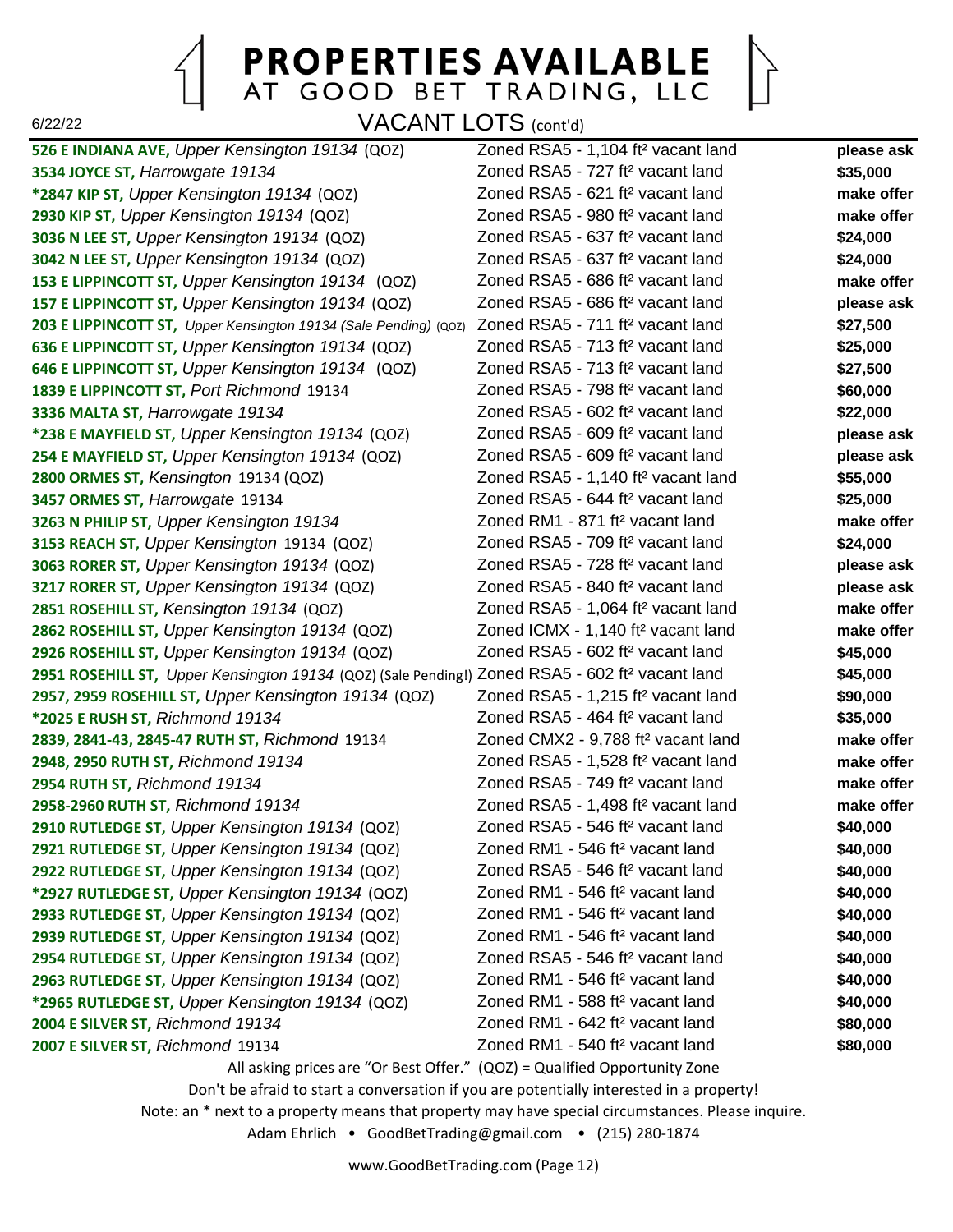# PROPERTIES AVAILABLE
## AT GOOD BET TRADING, LLC

6/22/22

## VACANT LOTS (cont'd)

| | | |
|---|---|---|
| **526 E INDIANA AVE,** *Upper Kensington 19134* (QOZ) | Zoned RSA5 - 1,104 ft² vacant land | **please ask** |
| **3534 JOYCE ST,** *Harrowgate 19134* | Zoned RSA5 - 727 ft² vacant land | **$35,000** |
| ***2847 KIP ST,** *Upper Kensington 19134* (QOZ) | Zoned RSA5 - 621 ft² vacant land | **make offer** |
| **2930 KIP ST,** *Upper Kensington 19134* (QOZ) | Zoned RSA5 - 980 ft² vacant land | **make offer** |
| **3036 N LEE ST,** *Upper Kensington 19134* (QOZ) | Zoned RSA5 - 637 ft² vacant land | **$24,000** |
| **3042 N LEE ST,** *Upper Kensington 19134* (QOZ) | Zoned RSA5 - 637 ft² vacant land | **$24,000** |
| **153 E LIPPINCOTT ST,** *Upper Kensington 19134* (QOZ) | Zoned RSA5 - 686 ft² vacant land | **make offer** |
| **157 E LIPPINCOTT ST,** *Upper Kensington 19134* (QOZ) | Zoned RSA5 - 686 ft² vacant land | **please ask** |
| **203 E LIPPINCOTT ST,** *Upper Kensington 19134 (Sale Pending)* (QOZ) | Zoned RSA5 - 711 ft² vacant land | **$27,500** |
| **636 E LIPPINCOTT ST,** *Upper Kensington 19134* (QOZ) | Zoned RSA5 - 713 ft² vacant land | **$25,000** |
| **646 E LIPPINCOTT ST,** *Upper Kensington 19134* (QOZ) | Zoned RSA5 - 713 ft² vacant land | **$27,500** |
| **1839 E LIPPINCOTT ST,** *Port Richmond* 19134 | Zoned RSA5 - 798 ft² vacant land | **$60,000** |
| **3336 MALTA ST,** *Harrowgate 19134* | Zoned RSA5 - 602 ft² vacant land | **$22,000** |
| ***238 E MAYFIELD ST,** *Upper Kensington 19134* (QOZ) | Zoned RSA5 - 609 ft² vacant land | **please ask** |
| **254 E MAYFIELD ST,** *Upper Kensington 19134* (QOZ) | Zoned RSA5 - 609 ft² vacant land | **please ask** |
| **2800 ORMES ST,** *Kensington* 19134 (QOZ) | Zoned RSA5 - 1,140 ft² vacant land | **$55,000** |
| **3457 ORMES ST,** *Harrowgate* 19134 | Zoned RSA5 - 644 ft² vacant land | **$25,000** |
| **3263 N PHILIP ST,** *Upper Kensington 19134* | Zoned RM1 - 871 ft² vacant land | **make offer** |
| **3153 REACH ST,** *Upper Kensington* 19134 (QOZ) | Zoned RSA5 - 709 ft² vacant land | **$24,000** |
| **3063 RORER ST,** *Upper Kensington 19134* (QOZ) | Zoned RSA5 - 728 ft² vacant land | **please ask** |
| **3217 RORER ST,** *Upper Kensington 19134* (QOZ) | Zoned RSA5 - 840 ft² vacant land | **please ask** |
| **2851 ROSEHILL ST,** *Kensington 19134* (QOZ) | Zoned RSA5 - 1,064 ft² vacant land | **make offer** |
| **2862 ROSEHILL ST,** *Upper Kensington 19134* (QOZ) | Zoned ICMX - 1,140 ft² vacant land | **make offer** |
| **2926 ROSEHILL ST,** *Upper Kensington 19134* (QOZ) | Zoned RSA5 - 602 ft² vacant land | **$45,000** |
| **2951 ROSEHILL ST,** *Upper Kensington 19134* (QOZ) (Sale Pending!) | Zoned RSA5 - 602 ft² vacant land | **$45,000** |
| **2957, 2959 ROSEHILL ST,** *Upper Kensington 19134* (QOZ) | Zoned RSA5 - 1,215 ft² vacant land | **$90,000** |
| ***2025 E RUSH ST,** *Richmond 19134* | Zoned RSA5 - 464 ft² vacant land | **$35,000** |
| **2839, 2841-43, 2845-47 RUTH ST,** *Richmond* 19134 | Zoned CMX2 - 9,788 ft² vacant land | **make offer** |
| **2948, 2950 RUTH ST,** *Richmond 19134* | Zoned RSA5 - 1,528 ft² vacant land | **make offer** |
| **2954 RUTH ST,** *Richmond 19134* | Zoned RSA5 - 749 ft² vacant land | **make offer** |
| **2958-2960 RUTH ST,** *Richmond 19134* | Zoned RSA5 - 1,498 ft² vacant land | **make offer** |
| **2910 RUTLEDGE ST,** *Upper Kensington 19134* (QOZ) | Zoned RSA5 - 546 ft² vacant land | **$40,000** |
| **2921 RUTLEDGE ST,** *Upper Kensington 19134* (QOZ) | Zoned RM1 - 546 ft² vacant land | **$40,000** |
| **2922 RUTLEDGE ST,** *Upper Kensington 19134* (QOZ) | Zoned RSA5 - 546 ft² vacant land | **$40,000** |
| ***2927 RUTLEDGE ST,** *Upper Kensington 19134* (QOZ) | Zoned RM1 - 546 ft² vacant land | **$40,000** |
| **2933 RUTLEDGE ST,** *Upper Kensington 19134* (QOZ) | Zoned RM1 - 546 ft² vacant land | **$40,000** |
| **2939 RUTLEDGE ST,** *Upper Kensington 19134* (QOZ) | Zoned RM1 - 546 ft² vacant land | **$40,000** |
| **2954 RUTLEDGE ST,** *Upper Kensington 19134* (QOZ) | Zoned RSA5 - 546 ft² vacant land | **$40,000** |
| **2963 RUTLEDGE ST,** *Upper Kensington 19134* (QOZ) | Zoned RM1 - 546 ft² vacant land | **$40,000** |
| ***2965 RUTLEDGE ST,** *Upper Kensington 19134* (QOZ) | Zoned RM1 - 588 ft² vacant land | **$40,000** |
| **2004 E SILVER ST,** *Richmond 19134* | Zoned RM1 - 642 ft² vacant land | **$80,000** |
| **2007 E SILVER ST,** *Richmond* 19134 | Zoned RM1 - 540 ft² vacant land | **$80,000** |

All asking prices are "Or Best Offer." (QOZ) = Qualified Opportunity Zone

Don't be afraid to start a conversation if you are potentially interested in a property!

Note: an * next to a property means that property may have special circumstances. Please inquire.

Adam Ehrlich • GoodBetTrading@gmail.com • (215) 280-1874

www.GoodBetTrading.com (Page 12)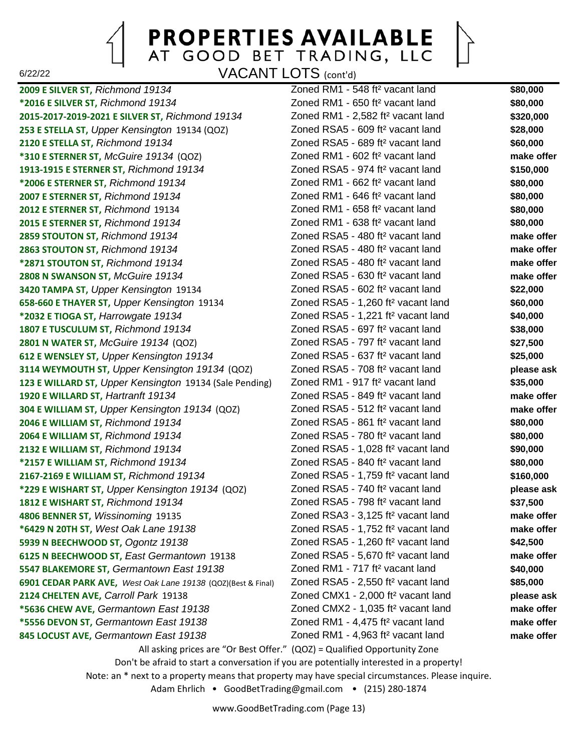# PROPERTIES AVAILABLE
## AT GOOD BET TRADING, LLC

6/22/22

## VACANT LOTS (cont'd)

| | | |
|---|---|---|
| **2009 E SILVER ST,** *Richmond 19134* | Zoned RM1 - 548 ft² vacant land | **$80,000** |
| ***2016 E SILVER ST,** *Richmond 19134* | Zoned RM1 - 650 ft² vacant land | **$80,000** |
| **2015-2017-2019-2021 E SILVER ST,** *Richmond 19134* | Zoned RM1 - 2,582 ft² vacant land | **$320,000** |
| **253 E STELLA ST,** *Upper Kensington* 19134 (QOZ) | Zoned RSA5 - 609 ft² vacant land | **$28,000** |
| **2120 E STELLA ST,** *Richmond 19134* | Zoned RSA5 - 689 ft² vacant land | **$60,000** |
| ***310 E STERNER ST,** *McGuire 19134* (QOZ) | Zoned RM1 - 602 ft² vacant land | **make offer** |
| **1913-1915 E STERNER ST,** *Richmond 19134* | Zoned RSA5 - 974 ft² vacant land | **$150,000** |
| ***2006 E STERNER ST,** *Richmond 19134* | Zoned RM1 - 662 ft² vacant land | **$80,000** |
| **2007 E STERNER ST,** *Richmond 19134* | Zoned RM1 - 646 ft² vacant land | **$80,000** |
| **2012 E STERNER ST,** *Richmond* 19134 | Zoned RM1 - 658 ft² vacant land | **$80,000** |
| **2015 E STERNER ST,** *Richmond 19134* | Zoned RM1 - 638 ft² vacant land | **$80,000** |
| **2859 STOUTON ST,** *Richmond 19134* | Zoned RSA5 - 480 ft² vacant land | **make offer** |
| **2863 STOUTON ST,** *Richmond 19134* | Zoned RSA5 - 480 ft² vacant land | **make offer** |
| ***2871 STOUTON ST,** *Richmond 19134* | Zoned RSA5 - 480 ft² vacant land | **make offer** |
| **2808 N SWANSON ST,** *McGuire 19134* | Zoned RSA5 - 630 ft² vacant land | **make offer** |
| **3420 TAMPA ST,** *Upper Kensington* 19134 | Zoned RSA5 - 602 ft² vacant land | **$22,000** |
| **658-660 E THAYER ST,** *Upper Kensington* 19134 | Zoned RSA5 - 1,260 ft² vacant land | **$60,000** |
| ***2032 E TIOGA ST,** *Harrowgate 19134* | Zoned RSA5 - 1,221 ft² vacant land | **$40,000** |
| **1807 E TUSCULUM ST,** *Richmond 19134* | Zoned RSA5 - 697 ft² vacant land | **$38,000** |
| **2801 N WATER ST,** *McGuire 19134* (QOZ) | Zoned RSA5 - 797 ft² vacant land | **$27,500** |
| **612 E WENSLEY ST,** *Upper Kensington 19134* | Zoned RSA5 - 637 ft² vacant land | **$25,000** |
| **3114 WEYMOUTH ST,** *Upper Kensington 19134* (QOZ) | Zoned RSA5 - 708 ft² vacant land | **please ask** |
| **123 E WILLARD ST,** *Upper Kensington* 19134 (Sale Pending) | Zoned RM1 - 917 ft² vacant land | **$35,000** |
| **1920 E WILLARD ST,** *Hartranft 19134* | Zoned RSA5 - 849 ft² vacant land | **make offer** |
| **304 E WILLIAM ST,** *Upper Kensington 19134* (QOZ) | Zoned RSA5 - 512 ft² vacant land | **make offer** |
| **2046 E WILLIAM ST,** *Richmond 19134* | Zoned RSA5 - 861 ft² vacant land | **$80,000** |
| **2064 E WILLIAM ST,** *Richmond 19134* | Zoned RSA5 - 780 ft² vacant land | **$80,000** |
| **2132 E WILLIAM ST,** *Richmond 19134* | Zoned RSA5 - 1,028 ft² vacant land | **$90,000** |
| ***2157 E WILLIAM ST,** *Richmond 19134* | Zoned RSA5 - 840 ft² vacant land | **$80,000** |
| **2167-2169 E WILLIAM ST,** *Richmond 19134* | Zoned RSA5 - 1,759 ft² vacant land | **$160,000** |
| ***229 E WISHART ST,** *Upper Kensington 19134* (QOZ) | Zoned RSA5 - 740 ft² vacant land | **please ask** |
| **1812 E WISHART ST,** *Richmond 19134* | Zoned RSA5 - 798 ft² vacant land | **$37,500** |
| **4806 BENNER ST,** *Wissinoming* 19135 | Zoned RSA3 - 3,125 ft² vacant land | **make offer** |
| ***6429 N 20TH ST,** *West Oak Lane 19138* | Zoned RSA5 - 1,752 ft² vacant land | **make offer** |
| **5939 N BEECHWOOD ST,** *Ogontz 19138* | Zoned RSA5 - 1,260 ft² vacant land | **$42,500** |
| **6125 N BEECHWOOD ST,** *East Germantown* 19138 | Zoned RSA5 - 5,670 ft² vacant land | **make offer** |
| **5547 BLAKEMORE ST,** *Germantown East 19138* | Zoned RM1 - 717 ft² vacant land | **$40,000** |
| **6901 CEDAR PARK AVE,** *West Oak Lane 19138* (QOZ)(Best & Final) | Zoned RSA5 - 2,550 ft² vacant land | **$85,000** |
| **2124 CHELTEN AVE,** *Carroll Park* 19138 | Zoned CMX1 - 2,000 ft² vacant land | **please ask** |
| ***5636 CHEW AVE,** *Germantown East 19138* | Zoned CMX2 - 1,035 ft² vacant land | **make offer** |
| ***5556 DEVON ST,** *Germantown East 19138* | Zoned RM1 - 4,475 ft² vacant land | **make offer** |
| **845 LOCUST AVE,** *Germantown East 19138* | Zoned RM1 - 4,963 ft² vacant land | **make offer** |

All asking prices are "Or Best Offer." (QOZ) = Qualified Opportunity Zone

Don't be afraid to start a conversation if you are potentially interested in a property!

Note: an * next to a property means that property may have special circumstances. Please inquire.

Adam Ehrlich • GoodBetTrading@gmail.com • (215) 280-1874

www.GoodBetTrading.com (Page 13)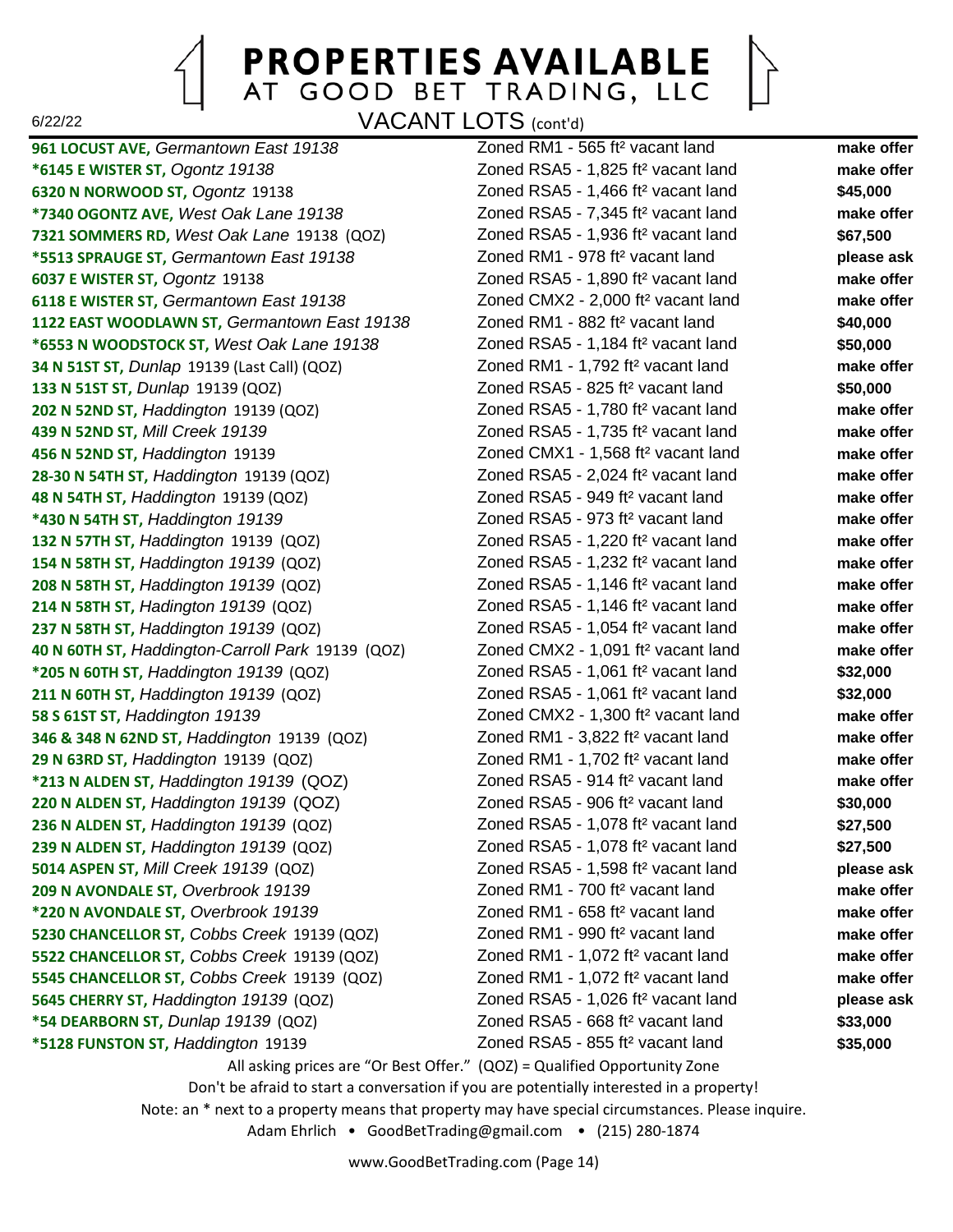# PROPERTIES AVAILABLE
## AT GOOD BET TRADING, LLC

6/22/22

## VACANT LOTS (cont'd)

| | | |
|---|---|---|
| **961 LOCUST AVE,** *Germantown East 19138* | Zoned RM1 - 565 ft² vacant land | **make offer** |
| ***6145 E WISTER ST,** *Ogontz 19138* | Zoned RSA5 - 1,825 ft² vacant land | **make offer** |
| **6320 N NORWOOD ST,** *Ogontz* 19138 | Zoned RSA5 - 1,466 ft² vacant land | **$45,000** |
| ***7340 OGONTZ AVE,** *West Oak Lane 19138* | Zoned RSA5 - 7,345 ft² vacant land | **make offer** |
| **7321 SOMMERS RD,** *West Oak Lane* 19138 (QOZ) | Zoned RSA5 - 1,936 ft² vacant land | **$67,500** |
| ***5513 SPRAUGE ST,** *Germantown East 19138* | Zoned RM1 - 978 ft² vacant land | **please ask** |
| **6037 E WISTER ST,** *Ogontz* 19138 | Zoned RSA5 - 1,890 ft² vacant land | **make offer** |
| **6118 E WISTER ST,** *Germantown East 19138* | Zoned CMX2 - 2,000 ft² vacant land | **make offer** |
| **1122 EAST WOODLAWN ST,** *Germantown East 19138* | Zoned RM1 - 882 ft² vacant land | **$40,000** |
| ***6553 N WOODSTOCK ST,** *West Oak Lane 19138* | Zoned RSA5 - 1,184 ft² vacant land | **$50,000** |
| **34 N 51ST ST,** *Dunlap* 19139 (Last Call) (QOZ) | Zoned RM1 - 1,792 ft² vacant land | **make offer** |
| **133 N 51ST ST,** *Dunlap* 19139 (QOZ) | Zoned RSA5 - 825 ft² vacant land | **$50,000** |
| **202 N 52ND ST,** *Haddington* 19139 (QOZ) | Zoned RSA5 - 1,780 ft² vacant land | **make offer** |
| **439 N 52ND ST,** *Mill Creek 19139* | Zoned RSA5 - 1,735 ft² vacant land | **make offer** |
| **456 N 52ND ST,** *Haddington* 19139 | Zoned CMX1 - 1,568 ft² vacant land | **make offer** |
| **28-30 N 54TH ST,** *Haddington* 19139 (QOZ) | Zoned RSA5 - 2,024 ft² vacant land | **make offer** |
| **48 N 54TH ST,** *Haddington* 19139 (QOZ) | Zoned RSA5 - 949 ft² vacant land | **make offer** |
| ***430 N 54TH ST,** *Haddington 19139* | Zoned RSA5 - 973 ft² vacant land | **make offer** |
| **132 N 57TH ST,** *Haddington* 19139 (QOZ) | Zoned RSA5 - 1,220 ft² vacant land | **make offer** |
| **154 N 58TH ST,** *Haddington 19139* (QOZ) | Zoned RSA5 - 1,232 ft² vacant land | **make offer** |
| **208 N 58TH ST,** *Haddington 19139* (QOZ) | Zoned RSA5 - 1,146 ft² vacant land | **make offer** |
| **214 N 58TH ST,** *Hadington 19139* (QOZ) | Zoned RSA5 - 1,146 ft² vacant land | **make offer** |
| **237 N 58TH ST,** *Haddington 19139* (QOZ) | Zoned RSA5 - 1,054 ft² vacant land | **make offer** |
| **40 N 60TH ST,** *Haddington-Carroll Park* 19139 (QOZ) | Zoned CMX2 - 1,091 ft² vacant land | **make offer** |
| ***205 N 60TH ST,** *Haddington 19139* (QOZ) | Zoned RSA5 - 1,061 ft² vacant land | **$32,000** |
| **211 N 60TH ST,** *Haddington 19139* (QOZ) | Zoned RSA5 - 1,061 ft² vacant land | **$32,000** |
| **58 S 61ST ST,** *Haddington 19139* | Zoned CMX2 - 1,300 ft² vacant land | **make offer** |
| **346 & 348 N 62ND ST,** *Haddington* 19139 (QOZ) | Zoned RM1 - 3,822 ft² vacant land | **make offer** |
| **29 N 63RD ST,** *Haddington* 19139 (QOZ) | Zoned RM1 - 1,702 ft² vacant land | **make offer** |
| ***213 N ALDEN ST,** *Haddington 19139* (QOZ) | Zoned RSA5 - 914 ft² vacant land | **make offer** |
| **220 N ALDEN ST,** *Haddington 19139* (QOZ) | Zoned RSA5 - 906 ft² vacant land | **$30,000** |
| **236 N ALDEN ST,** *Haddington 19139* (QOZ) | Zoned RSA5 - 1,078 ft² vacant land | **$27,500** |
| **239 N ALDEN ST,** *Haddington 19139* (QOZ) | Zoned RSA5 - 1,078 ft² vacant land | **$27,500** |
| **5014 ASPEN ST,** *Mill Creek 19139* (QOZ) | Zoned RSA5 - 1,598 ft² vacant land | **please ask** |
| **209 N AVONDALE ST,** *Overbrook 19139* | Zoned RM1 - 700 ft² vacant land | **make offer** |
| ***220 N AVONDALE ST,** *Overbrook 19139* | Zoned RM1 - 658 ft² vacant land | **make offer** |
| **5230 CHANCELLOR ST,** *Cobbs Creek* 19139 (QOZ) | Zoned RM1 - 990 ft² vacant land | **make offer** |
| **5522 CHANCELLOR ST,** *Cobbs Creek* 19139 (QOZ) | Zoned RM1 - 1,072 ft² vacant land | **make offer** |
| **5545 CHANCELLOR ST,** *Cobbs Creek* 19139 (QOZ) | Zoned RM1 - 1,072 ft² vacant land | **make offer** |
| **5645 CHERRY ST,** *Haddington 19139* (QOZ) | Zoned RSA5 - 1,026 ft² vacant land | **please ask** |
| ***54 DEARBORN ST,** *Dunlap 19139* (QOZ) | Zoned RSA5 - 668 ft² vacant land | **$33,000** |
| ***5128 FUNSTON ST,** *Haddington* 19139 | Zoned RSA5 - 855 ft² vacant land | **$35,000** |

All asking prices are "Or Best Offer." (QOZ) = Qualified Opportunity Zone

Don't be afraid to start a conversation if you are potentially interested in a property!

Note: an * next to a property means that property may have special circumstances. Please inquire.

Adam Ehrlich • GoodBetTrading@gmail.com • (215) 280-1874

www.GoodBetTrading.com (Page 14)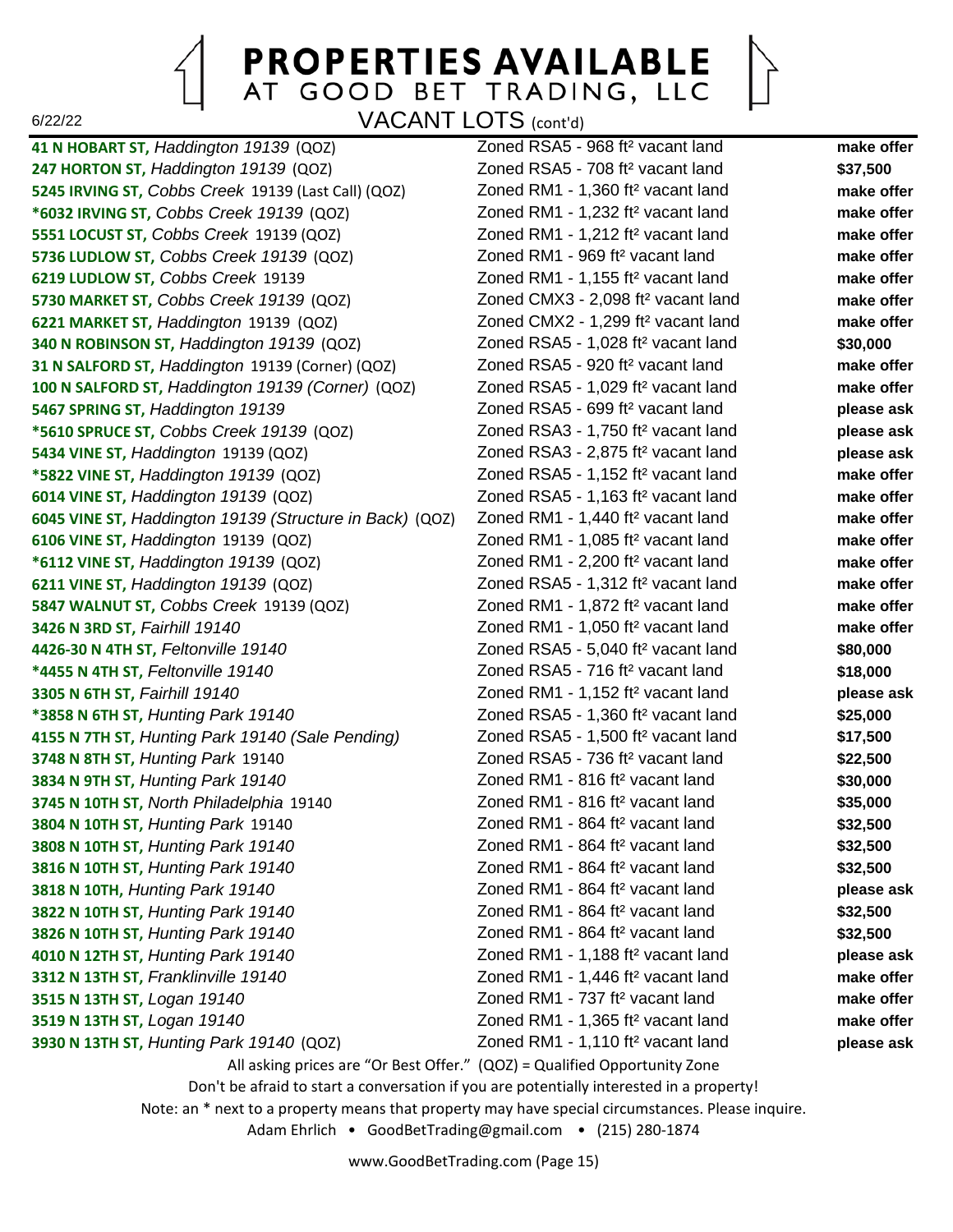# PROPERTIES AVAILABLE AT GOOD BET TRADING, LLC

6/22/22

## VACANT LOTS (cont'd)

| | | |
|---|---|---|
| **41 N HOBART ST,** *Haddington 19139* (QOZ) | Zoned RSA5 - 968 ft² vacant land | **make offer** |
| **247 HORTON ST,** *Haddington 19139* (QOZ) | Zoned RSA5 - 708 ft² vacant land | **$37,500** |
| **5245 IRVING ST,** *Cobbs Creek* 19139 (Last Call) (QOZ) | Zoned RM1 - 1,360 ft² vacant land | **make offer** |
| ***6032 IRVING ST,** *Cobbs Creek 19139* (QOZ) | Zoned RM1 - 1,232 ft² vacant land | **make offer** |
| **5551 LOCUST ST,** *Cobbs Creek* 19139 (QOZ) | Zoned RM1 - 1,212 ft² vacant land | **make offer** |
| **5736 LUDLOW ST,** *Cobbs Creek 19139* (QOZ) | Zoned RM1 - 969 ft² vacant land | **make offer** |
| **6219 LUDLOW ST,** *Cobbs Creek* 19139 | Zoned RM1 - 1,155 ft² vacant land | **make offer** |
| **5730 MARKET ST,** *Cobbs Creek 19139* (QOZ) | Zoned CMX3 - 2,098 ft² vacant land | **make offer** |
| **6221 MARKET ST,** *Haddington* 19139 (QOZ) | Zoned CMX2 - 1,299 ft² vacant land | **make offer** |
| **340 N ROBINSON ST,** *Haddington 19139* (QOZ) | Zoned RSA5 - 1,028 ft² vacant land | **$30,000** |
| **31 N SALFORD ST,** *Haddington* 19139 (Corner) (QOZ) | Zoned RSA5 - 920 ft² vacant land | **make offer** |
| **100 N SALFORD ST,** *Haddington 19139 (Corner)* (QOZ) | Zoned RSA5 - 1,029 ft² vacant land | **make offer** |
| **5467 SPRING ST,** *Haddington 19139* | Zoned RSA5 - 699 ft² vacant land | **please ask** |
| ***5610 SPRUCE ST,** *Cobbs Creek 19139* (QOZ) | Zoned RSA3 - 1,750 ft² vacant land | **please ask** |
| **5434 VINE ST,** *Haddington* 19139 (QOZ) | Zoned RSA3 - 2,875 ft² vacant land | **please ask** |
| ***5822 VINE ST,** *Haddington 19139* (QOZ) | Zoned RSA5 - 1,152 ft² vacant land | **make offer** |
| **6014 VINE ST,** *Haddington 19139* (QOZ) | Zoned RSA5 - 1,163 ft² vacant land | **make offer** |
| **6045 VINE ST,** *Haddington 19139 (Structure in Back)* (QOZ) | Zoned RM1 - 1,440 ft² vacant land | **make offer** |
| **6106 VINE ST,** *Haddington* 19139 (QOZ) | Zoned RM1 - 1,085 ft² vacant land | **make offer** |
| ***6112 VINE ST,** *Haddington 19139* (QOZ) | Zoned RM1 - 2,200 ft² vacant land | **make offer** |
| **6211 VINE ST,** *Haddington 19139* (QOZ) | Zoned RSA5 - 1,312 ft² vacant land | **make offer** |
| **5847 WALNUT ST,** *Cobbs Creek* 19139 (QOZ) | Zoned RM1 - 1,872 ft² vacant land | **make offer** |
| **3426 N 3RD ST,** *Fairhill 19140* | Zoned RM1 - 1,050 ft² vacant land | **make offer** |
| **4426-30 N 4TH ST,** *Feltonville 19140* | Zoned RSA5 - 5,040 ft² vacant land | **$80,000** |
| ***4455 N 4TH ST,** *Feltonville 19140* | Zoned RSA5 - 716 ft² vacant land | **$18,000** |
| **3305 N 6TH ST,** *Fairhill 19140* | Zoned RM1 - 1,152 ft² vacant land | **please ask** |
| ***3858 N 6TH ST,** *Hunting Park 19140* | Zoned RSA5 - 1,360 ft² vacant land | **$25,000** |
| **4155 N 7TH ST,** *Hunting Park 19140 (Sale Pending)* | Zoned RSA5 - 1,500 ft² vacant land | **$17,500** |
| **3748 N 8TH ST,** *Hunting Park* 19140 | Zoned RSA5 - 736 ft² vacant land | **$22,500** |
| **3834 N 9TH ST,** *Hunting Park 19140* | Zoned RM1 - 816 ft² vacant land | **$30,000** |
| **3745 N 10TH ST,** *North Philadelphia* 19140 | Zoned RM1 - 816 ft² vacant land | **$35,000** |
| **3804 N 10TH ST,** *Hunting Park* 19140 | Zoned RM1 - 864 ft² vacant land | **$32,500** |
| **3808 N 10TH ST,** *Hunting Park 19140* | Zoned RM1 - 864 ft² vacant land | **$32,500** |
| **3816 N 10TH ST,** *Hunting Park 19140* | Zoned RM1 - 864 ft² vacant land | **$32,500** |
| **3818 N 10TH,** *Hunting Park 19140* | Zoned RM1 - 864 ft² vacant land | **please ask** |
| **3822 N 10TH ST,** *Hunting Park 19140* | Zoned RM1 - 864 ft² vacant land | **$32,500** |
| **3826 N 10TH ST,** *Hunting Park 19140* | Zoned RM1 - 864 ft² vacant land | **$32,500** |
| **4010 N 12TH ST,** *Hunting Park 19140* | Zoned RM1 - 1,188 ft² vacant land | **please ask** |
| **3312 N 13TH ST,** *Franklinville 19140* | Zoned RM1 - 1,446 ft² vacant land | **make offer** |
| **3515 N 13TH ST,** *Logan 19140* | Zoned RM1 - 737 ft² vacant land | **make offer** |
| **3519 N 13TH ST,** *Logan 19140* | Zoned RM1 - 1,365 ft² vacant land | **make offer** |
| **3930 N 13TH ST,** *Hunting Park 19140* (QOZ) | Zoned RM1 - 1,110 ft² vacant land | **please ask** |

All asking prices are "Or Best Offer." (QOZ) = Qualified Opportunity Zone

Don't be afraid to start a conversation if you are potentially interested in a property!

Note: an * next to a property means that property may have special circumstances. Please inquire.

Adam Ehrlich • GoodBetTrading@gmail.com • (215) 280-1874

www.GoodBetTrading.com (Page 15)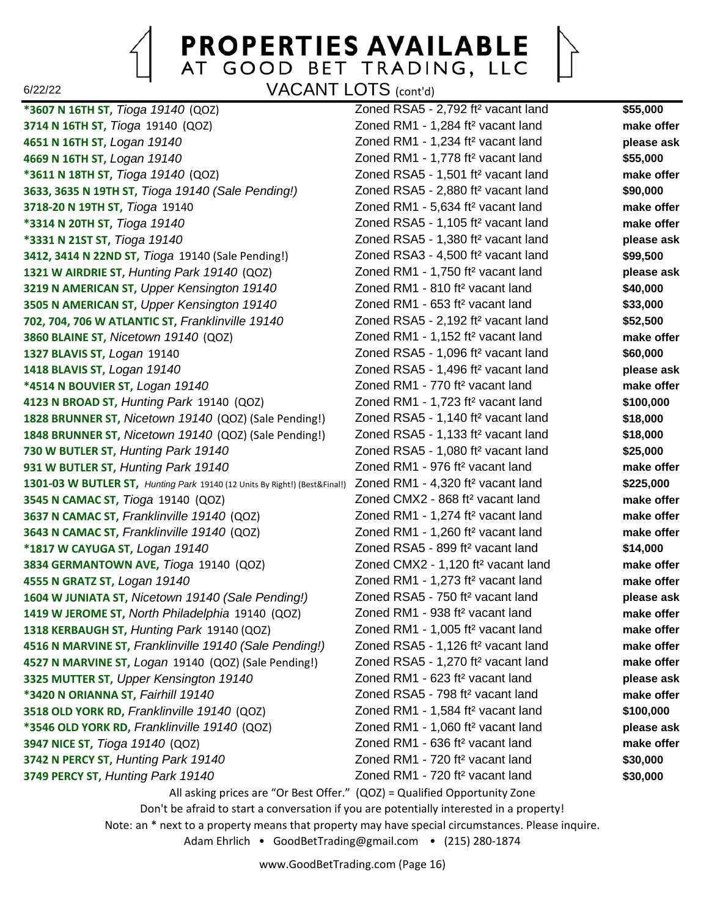# PROPERTIES AVAILABLE AT GOOD BET TRADING, LLC

6/22/22

## VACANT LOTS (cont'd)

| | | |
|---|---|---|
| ***3607 N 16TH ST,** *Tioga 19140* (QOZ) | Zoned RSA5 - 2,792 ft² vacant land | **$55,000** |
| **3714 N 16TH ST,** *Tioga* 19140 (QOZ) | Zoned RM1 - 1,284 ft² vacant land | **make offer** |
| **4651 N 16TH ST,** *Logan 19140* | Zoned RM1 - 1,234 ft² vacant land | **please ask** |
| **4669 N 16TH ST,** *Logan 19140* | Zoned RM1 - 1,778 ft² vacant land | **$55,000** |
| ***3611 N 18TH ST,** *Tioga 19140* (QOZ) | Zoned RSA5 - 1,501 ft² vacant land | **make offer** |
| **3633, 3635 N 19TH ST,** *Tioga 19140 (Sale Pending!)* | Zoned RSA5 - 2,880 ft² vacant land | **$90,000** |
| **3718-20 N 19TH ST,** *Tioga* 19140 | Zoned RM1 - 5,634 ft² vacant land | **make offer** |
| ***3314 N 20TH ST,** *Tioga 19140* | Zoned RSA5 - 1,105 ft² vacant land | **make offer** |
| ***3331 N 21ST ST,** *Tioga 19140* | Zoned RSA5 - 1,380 ft² vacant land | **please ask** |
| **3412, 3414 N 22ND ST,** *Tioga* 19140 (Sale Pending!) | Zoned RSA3 - 4,500 ft² vacant land | **$99,500** |
| **1321 W AIRDRIE ST,** *Hunting Park 19140* (QOZ) | Zoned RM1 - 1,750 ft² vacant land | **please ask** |
| **3219 N AMERICAN ST,** *Upper Kensington 19140* | Zoned RM1 - 810 ft² vacant land | **$40,000** |
| **3505 N AMERICAN ST,** *Upper Kensington 19140* | Zoned RM1 - 653 ft² vacant land | **$33,000** |
| **702, 704, 706 W ATLANTIC ST,** *Franklinville 19140* | Zoned RSA5 - 2,192 ft² vacant land | **$52,500** |
| **3860 BLAINE ST,** *Nicetown 19140* (QOZ) | Zoned RM1 - 1,152 ft² vacant land | **make offer** |
| **1327 BLAVIS ST,** *Logan* 19140 | Zoned RSA5 - 1,096 ft² vacant land | **$60,000** |
| **1418 BLAVIS ST,** *Logan 19140* | Zoned RSA5 - 1,496 ft² vacant land | **please ask** |
| ***4514 N BOUVIER ST,** *Logan 19140* | Zoned RM1 - 770 ft² vacant land | **make offer** |
| **4123 N BROAD ST,** *Hunting Park* 19140 (QOZ) | Zoned RM1 - 1,723 ft² vacant land | **$100,000** |
| **1828 BRUNNER ST,** *Nicetown 19140* (QOZ) (Sale Pending!) | Zoned RSA5 - 1,140 ft² vacant land | **$18,000** |
| **1848 BRUNNER ST,** *Nicetown 19140* (QOZ) (Sale Pending!) | Zoned RSA5 - 1,133 ft² vacant land | **$18,000** |
| **730 W BUTLER ST,** *Hunting Park 19140* | Zoned RSA5 - 1,080 ft² vacant land | **$25,000** |
| **931 W BUTLER ST,** *Hunting Park 19140* | Zoned RM1 - 976 ft² vacant land | **make offer** |
| **1301-03 W BUTLER ST,** *Hunting Park* 19140 (12 Units By Right!) (Best&Final!) | Zoned RM1 - 4,320 ft² vacant land | **$225,000** |
| **3545 N CAMAC ST,** *Tioga* 19140 (QOZ) | Zoned CMX2 - 868 ft² vacant land | **make offer** |
| **3637 N CAMAC ST,** *Franklinville 19140* (QOZ) | Zoned RM1 - 1,274 ft² vacant land | **make offer** |
| **3643 N CAMAC ST,** *Franklinville 19140* (QOZ) | Zoned RM1 - 1,260 ft² vacant land | **make offer** |
| ***1817 W CAYUGA ST,** *Logan 19140* | Zoned RSA5 - 899 ft² vacant land | **$14,000** |
| **3834 GERMANTOWN AVE,** *Tioga* 19140 (QOZ) | Zoned CMX2 - 1,120 ft² vacant land | **make offer** |
| **4555 N GRATZ ST,** *Logan 19140* | Zoned RM1 - 1,273 ft² vacant land | **make offer** |
| **1604 W JUNIATA ST,** *Nicetown 19140 (Sale Pending!)* | Zoned RSA5 - 750 ft² vacant land | **please ask** |
| **1419 W JEROME ST,** *North Philadelphia* 19140 (QOZ) | Zoned RM1 - 938 ft² vacant land | **make offer** |
| **1318 KERBAUGH ST,** *Hunting Park* 19140 (QOZ) | Zoned RM1 - 1,005 ft² vacant land | **make offer** |
| **4516 N MARVINE ST,** *Franklinville 19140 (Sale Pending!)* | Zoned RSA5 - 1,126 ft² vacant land | **make offer** |
| **4527 N MARVINE ST,** *Logan* 19140 (QOZ) (Sale Pending!) | Zoned RSA5 - 1,270 ft² vacant land | **make offer** |
| **3325 MUTTER ST,** *Upper Kensington 19140* | Zoned RM1 - 623 ft² vacant land | **please ask** |
| ***3420 N ORIANNA ST,** *Fairhill 19140* | Zoned RSA5 - 798 ft² vacant land | **make offer** |
| **3518 OLD YORK RD,** *Franklinville 19140* (QOZ) | Zoned RM1 - 1,584 ft² vacant land | **$100,000** |
| ***3546 OLD YORK RD,** *Franklinville 19140* (QOZ) | Zoned RM1 - 1,060 ft² vacant land | **please ask** |
| **3947 NICE ST,** *Tioga 19140* (QOZ) | Zoned RM1 - 636 ft² vacant land | **make offer** |
| **3742 N PERCY ST,** *Hunting Park 19140* | Zoned RM1 - 720 ft² vacant land | **$30,000** |
| **3749 PERCY ST,** *Hunting Park 19140* | Zoned RM1 - 720 ft² vacant land | **$30,000** |

All asking prices are "Or Best Offer." (QOZ) = Qualified Opportunity Zone

Don't be afraid to start a conversation if you are potentially interested in a property!

Note: an * next to a property means that property may have special circumstances. Please inquire.

Adam Ehrlich • GoodBetTrading@gmail.com • (215) 280-1874

www.GoodBetTrading.com (Page 16)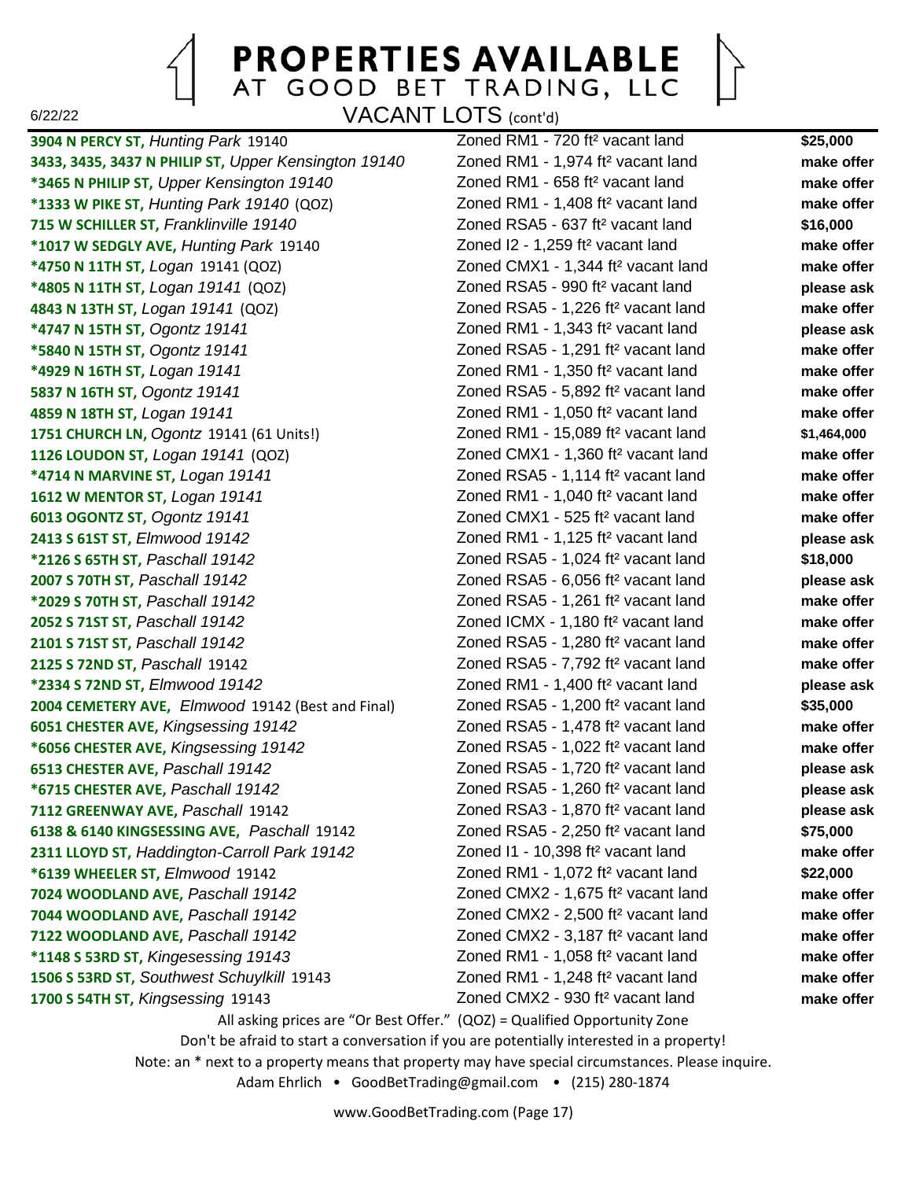# PROPERTIES AVAILABLE AT GOOD BET TRADING, LLC

6/22/22

## VACANT LOTS (cont'd)

| | | |
|---|---|---|
| **3904 N PERCY ST,** *Hunting Park* 19140 | Zoned RM1 - 720 ft² vacant land | **$25,000** |
| **3433, 3435, 3437 N PHILIP ST,** *Upper Kensington 19140* | Zoned RM1 - 1,974 ft² vacant land | **make offer** |
| **\*3465 N PHILIP ST,** *Upper Kensington 19140* | Zoned RM1 - 658 ft² vacant land | **make offer** |
| **\*1333 W PIKE ST,** *Hunting Park 19140* (QOZ) | Zoned RM1 - 1,408 ft² vacant land | **make offer** |
| **715 W SCHILLER ST,** *Franklinville 19140* | Zoned RSA5 - 637 ft² vacant land | **$16,000** |
| **\*1017 W SEDGLY AVE,** *Hunting Park* 19140 | Zoned I2 - 1,259 ft² vacant land | **make offer** |
| **\*4750 N 11TH ST,** *Logan* 19141 (QOZ) | Zoned CMX1 - 1,344 ft² vacant land | **make offer** |
| **\*4805 N 11TH ST,** *Logan 19141* (QOZ) | Zoned RSA5 - 990 ft² vacant land | **please ask** |
| **4843 N 13TH ST,** *Logan 19141* (QOZ) | Zoned RSA5 - 1,226 ft² vacant land | **make offer** |
| **\*4747 N 15TH ST,** *Ogontz 19141* | Zoned RM1 - 1,343 ft² vacant land | **please ask** |
| **\*5840 N 15TH ST,** *Ogontz 19141* | Zoned RSA5 - 1,291 ft² vacant land | **make offer** |
| **\*4929 N 16TH ST,** *Logan 19141* | Zoned RM1 - 1,350 ft² vacant land | **make offer** |
| **5837 N 16TH ST,** *Ogontz 19141* | Zoned RSA5 - 5,892 ft² vacant land | **make offer** |
| **4859 N 18TH ST,** *Logan 19141* | Zoned RM1 - 1,050 ft² vacant land | **make offer** |
| **1751 CHURCH LN,** *Ogontz* 19141 (61 Units!) | Zoned RM1 - 15,089 ft² vacant land | **$1,464,000** |
| **1126 LOUDON ST,** *Logan 19141* (QOZ) | Zoned CMX1 - 1,360 ft² vacant land | **make offer** |
| **\*4714 N MARVINE ST,** *Logan 19141* | Zoned RSA5 - 1,114 ft² vacant land | **make offer** |
| **1612 W MENTOR ST,** *Logan 19141* | Zoned RM1 - 1,040 ft² vacant land | **make offer** |
| **6013 OGONTZ ST,** *Ogontz 19141* | Zoned CMX1 - 525 ft² vacant land | **make offer** |
| **2413 S 61ST ST,** *Elmwood 19142* | Zoned RM1 - 1,125 ft² vacant land | **please ask** |
| **\*2126 S 65TH ST,** *Paschall 19142* | Zoned RSA5 - 1,024 ft² vacant land | **$18,000** |
| **2007 S 70TH ST,** *Paschall 19142* | Zoned RSA5 - 6,056 ft² vacant land | **please ask** |
| **\*2029 S 70TH ST,** *Paschall 19142* | Zoned RSA5 - 1,261 ft² vacant land | **make offer** |
| **2052 S 71ST ST,** *Paschall 19142* | Zoned ICMX - 1,180 ft² vacant land | **make offer** |
| **2101 S 71ST ST,** *Paschall 19142* | Zoned RSA5 - 1,280 ft² vacant land | **make offer** |
| **2125 S 72ND ST,** *Paschall* 19142 | Zoned RSA5 - 7,792 ft² vacant land | **make offer** |
| **\*2334 S 72ND ST,** *Elmwood 19142* | Zoned RM1 - 1,400 ft² vacant land | **please ask** |
| **2004 CEMETERY AVE,** *Elmwood* 19142 (Best and Final) | Zoned RSA5 - 1,200 ft² vacant land | **$35,000** |
| **6051 CHESTER AVE,** *Kingsessing 19142* | Zoned RSA5 - 1,478 ft² vacant land | **make offer** |
| **\*6056 CHESTER AVE,** *Kingsessing 19142* | Zoned RSA5 - 1,022 ft² vacant land | **make offer** |
| **6513 CHESTER AVE,** *Paschall 19142* | Zoned RSA5 - 1,720 ft² vacant land | **please ask** |
| **\*6715 CHESTER AVE,** *Paschall 19142* | Zoned RSA5 - 1,260 ft² vacant land | **please ask** |
| **7112 GREENWAY AVE,** *Paschall* 19142 | Zoned RSA3 - 1,870 ft² vacant land | **please ask** |
| **6138 & 6140 KINGSESSING AVE,** *Paschall* 19142 | Zoned RSA5 - 2,250 ft² vacant land | **$75,000** |
| **2311 LLOYD ST,** *Haddington-Carroll Park 19142* | Zoned I1 - 10,398 ft² vacant land | **make offer** |
| **\*6139 WHEELER ST,** *Elmwood* 19142 | Zoned RM1 - 1,072 ft² vacant land | **$22,000** |
| **7024 WOODLAND AVE,** *Paschall 19142* | Zoned CMX2 - 1,675 ft² vacant land | **make offer** |
| **7044 WOODLAND AVE,** *Paschall 19142* | Zoned CMX2 - 2,500 ft² vacant land | **make offer** |
| **7122 WOODLAND AVE,** *Paschall 19142* | Zoned CMX2 - 3,187 ft² vacant land | **make offer** |
| **\*1148 S 53RD ST,** *Kingesessing 19143* | Zoned RM1 - 1,058 ft² vacant land | **make offer** |
| **1506 S 53RD ST,** *Southwest Schuylkill* 19143 | Zoned RM1 - 1,248 ft² vacant land | **make offer** |
| **1700 S 54TH ST,** *Kingsessing* 19143 | Zoned CMX2 - 930 ft² vacant land | **make offer** |

All asking prices are "Or Best Offer." (QOZ) = Qualified Opportunity Zone

Don't be afraid to start a conversation if you are potentially interested in a property!

Note: an * next to a property means that property may have special circumstances. Please inquire.

Adam Ehrlich • GoodBetTrading@gmail.com • (215) 280-1874

www.GoodBetTrading.com (Page 17)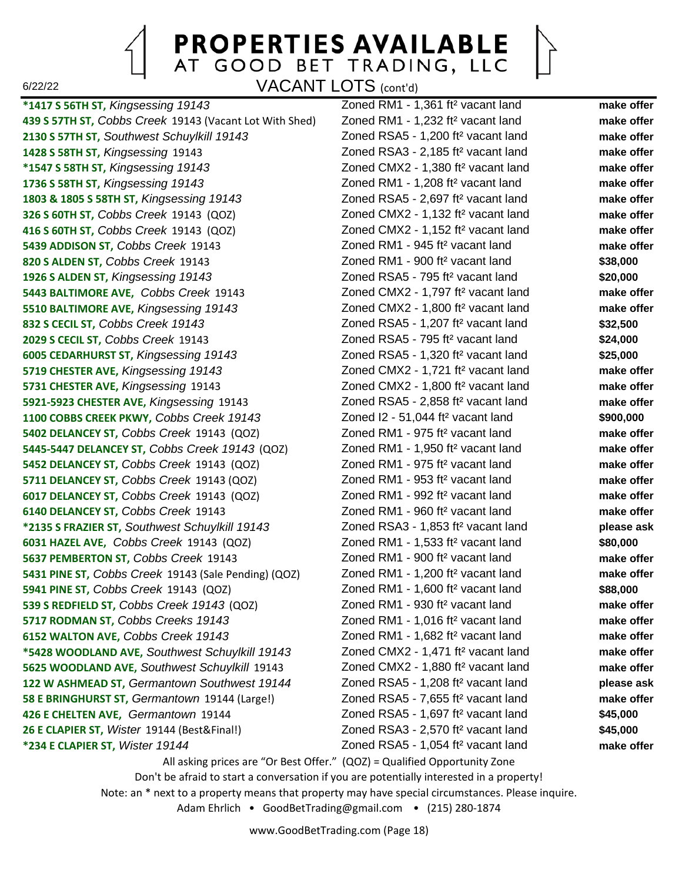# PROPERTIES AVAILABLE
## AT GOOD BET TRADING, LLC

6/22/22

## VACANT LOTS (cont'd)

| | | |
|---|---|---|
| ***1417 S 56TH ST,** *Kingsessing 19143* | Zoned RM1 - 1,361 ft² vacant land | **make offer** |
| **439 S 57TH ST,** *Cobbs Creek* 19143 (Vacant Lot With Shed) | Zoned RM1 - 1,232 ft² vacant land | **make offer** |
| **2130 S 57TH ST,** *Southwest Schuylkill 19143* | Zoned RSA5 - 1,200 ft² vacant land | **make offer** |
| **1428 S 58TH ST,** *Kingsessing* 19143 | Zoned RSA3 - 2,185 ft² vacant land | **make offer** |
| ***1547 S 58TH ST,** *Kingsessing 19143* | Zoned CMX2 - 1,380 ft² vacant land | **make offer** |
| **1736 S 58TH ST,** *Kingsessing 19143* | Zoned RM1 - 1,208 ft² vacant land | **make offer** |
| **1803 & 1805 S 58TH ST,** *Kingsessing 19143* | Zoned RSA5 - 2,697 ft² vacant land | **make offer** |
| **326 S 60TH ST,** *Cobbs Creek* 19143 (QOZ) | Zoned CMX2 - 1,132 ft² vacant land | **make offer** |
| **416 S 60TH ST,** *Cobbs Creek* 19143 (QOZ) | Zoned CMX2 - 1,152 ft² vacant land | **make offer** |
| **5439 ADDISON ST,** *Cobbs Creek* 19143 | Zoned RM1 - 945 ft² vacant land | **make offer** |
| **820 S ALDEN ST,** *Cobbs Creek* 19143 | Zoned RM1 - 900 ft² vacant land | **$38,000** |
| **1926 S ALDEN ST,** *Kingsessing 19143* | Zoned RSA5 - 795 ft² vacant land | **$20,000** |
| **5443 BALTIMORE AVE,** *Cobbs Creek* 19143 | Zoned CMX2 - 1,797 ft² vacant land | **make offer** |
| **5510 BALTIMORE AVE,** *Kingsessing 19143* | Zoned CMX2 - 1,800 ft² vacant land | **make offer** |
| **832 S CECIL ST,** *Cobbs Creek 19143* | Zoned RSA5 - 1,207 ft² vacant land | **$32,500** |
| **2029 S CECIL ST,** *Cobbs Creek* 19143 | Zoned RSA5 - 795 ft² vacant land | **$24,000** |
| **6005 CEDARHURST ST,** *Kingsessing 19143* | Zoned RSA5 - 1,320 ft² vacant land | **$25,000** |
| **5719 CHESTER AVE,** *Kingsessing 19143* | Zoned CMX2 - 1,721 ft² vacant land | **make offer** |
| **5731 CHESTER AVE,** *Kingsessing* 19143 | Zoned CMX2 - 1,800 ft² vacant land | **make offer** |
| **5921-5923 CHESTER AVE,** *Kingsessing* 19143 | Zoned RSA5 - 2,858 ft² vacant land | **make offer** |
| **1100 COBBS CREEK PKWY,** *Cobbs Creek 19143* | Zoned I2 - 51,044 ft² vacant land | **$900,000** |
| **5402 DELANCEY ST,** *Cobbs Creek* 19143 (QOZ) | Zoned RM1 - 975 ft² vacant land | **make offer** |
| **5445-5447 DELANCEY ST,** *Cobbs Creek 19143* (QOZ) | Zoned RM1 - 1,950 ft² vacant land | **make offer** |
| **5452 DELANCEY ST,** *Cobbs Creek* 19143 (QOZ) | Zoned RM1 - 975 ft² vacant land | **make offer** |
| **5711 DELANCEY ST,** *Cobbs Creek* 19143 (QOZ) | Zoned RM1 - 953 ft² vacant land | **make offer** |
| **6017 DELANCEY ST,** *Cobbs Creek* 19143 (QOZ) | Zoned RM1 - 992 ft² vacant land | **make offer** |
| **6140 DELANCEY ST,** *Cobbs Creek* 19143 | Zoned RM1 - 960 ft² vacant land | **make offer** |
| ***2135 S FRAZIER ST,** *Southwest Schuylkill 19143* | Zoned RSA3 - 1,853 ft² vacant land | **please ask** |
| **6031 HAZEL AVE,** *Cobbs Creek* 19143 (QOZ) | Zoned RM1 - 1,533 ft² vacant land | **$80,000** |
| **5637 PEMBERTON ST,** *Cobbs Creek* 19143 | Zoned RM1 - 900 ft² vacant land | **make offer** |
| **5431 PINE ST,** *Cobbs Creek* 19143 (Sale Pending) (QOZ) | Zoned RM1 - 1,200 ft² vacant land | **make offer** |
| **5941 PINE ST,** *Cobbs Creek* 19143 (QOZ) | Zoned RM1 - 1,600 ft² vacant land | **$88,000** |
| **539 S REDFIELD ST,** *Cobbs Creek 19143* (QOZ) | Zoned RM1 - 930 ft² vacant land | **make offer** |
| **5717 RODMAN ST,** *Cobbs Creeks 19143* | Zoned RM1 - 1,016 ft² vacant land | **make offer** |
| **6152 WALTON AVE,** *Cobbs Creek 19143* | Zoned RM1 - 1,682 ft² vacant land | **make offer** |
| ***5428 WOODLAND AVE,** *Southwest Schuylkill 19143* | Zoned CMX2 - 1,471 ft² vacant land | **make offer** |
| **5625 WOODLAND AVE,** *Southwest Schuylkill* 19143 | Zoned CMX2 - 1,880 ft² vacant land | **make offer** |
| **122 W ASHMEAD ST,** *Germantown Southwest 19144* | Zoned RSA5 - 1,208 ft² vacant land | **please ask** |
| **58 E BRINGHURST ST,** *Germantown* 19144 (Large!) | Zoned RSA5 - 7,655 ft² vacant land | **make offer** |
| **426 E CHELTEN AVE,** *Germantown* 19144 | Zoned RSA5 - 1,697 ft² vacant land | **$45,000** |
| **26 E CLAPIER ST,** *Wister* 19144 (Best&Final!) | Zoned RSA3 - 2,570 ft² vacant land | **$45,000** |
| ***234 E CLAPIER ST,** *Wister 19144* | Zoned RSA5 - 1,054 ft² vacant land | **make offer** |

All asking prices are "Or Best Offer." (QOZ) = Qualified Opportunity Zone

Don't be afraid to start a conversation if you are potentially interested in a property!

Note: an * next to a property means that property may have special circumstances. Please inquire.

Adam Ehrlich • GoodBetTrading@gmail.com • (215) 280-1874

www.GoodBetTrading.com (Page 18)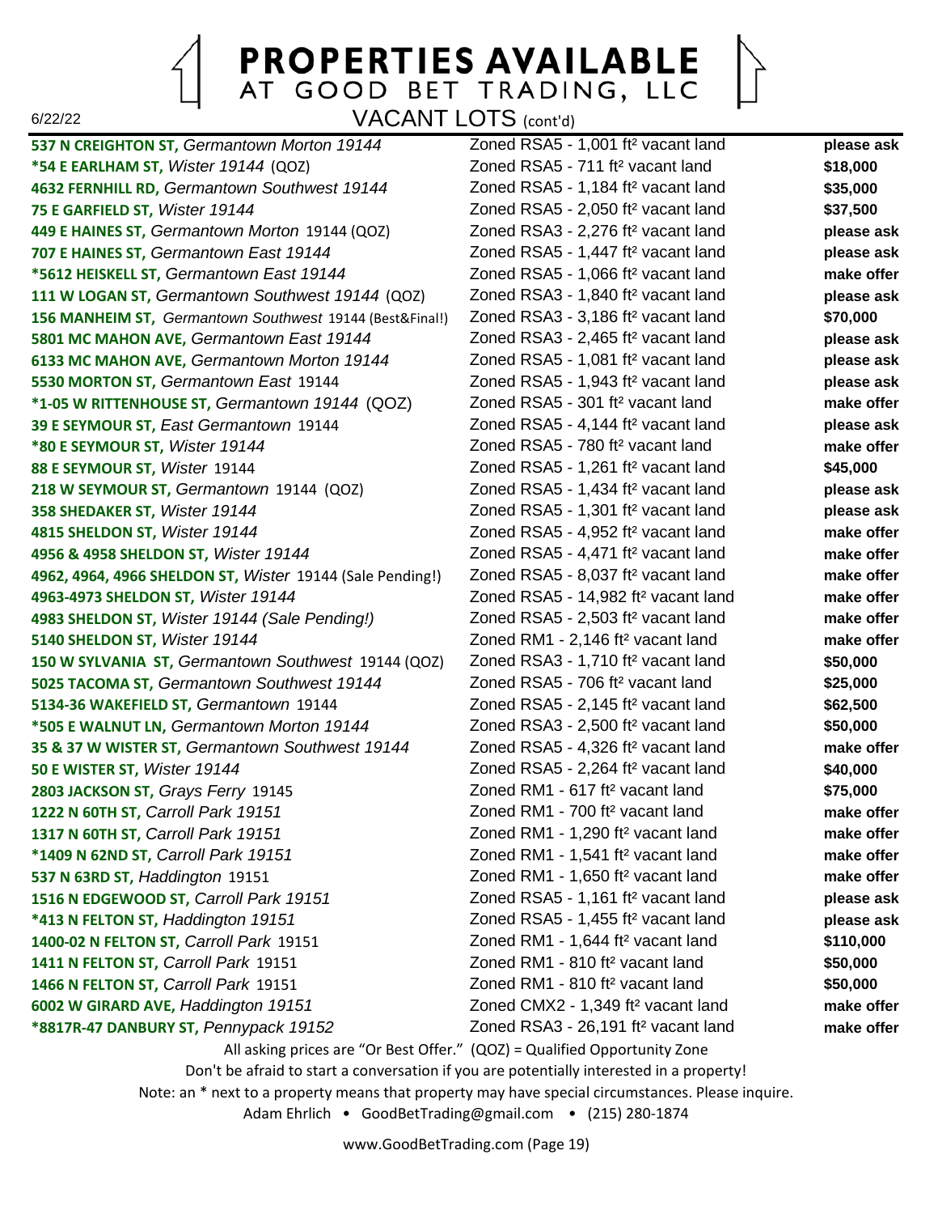# PROPERTIES AVAILABLE
## AT GOOD BET TRADING, LLC

6/22/22

### VACANT LOTS (cont'd)

| | | |
|---|---|---|
| **537 N CREIGHTON ST,** *Germantown Morton 19144* | Zoned RSA5 - 1,001 ft² vacant land | **please ask** |
| ***54 E EARLHAM ST,** *Wister 19144* (QOZ) | Zoned RSA5 - 711 ft² vacant land | **$18,000** |
| **4632 FERNHILL RD,** *Germantown Southwest 19144* | Zoned RSA5 - 1,184 ft² vacant land | **$35,000** |
| **75 E GARFIELD ST,** *Wister 19144* | Zoned RSA5 - 2,050 ft² vacant land | **$37,500** |
| **449 E HAINES ST,** *Germantown Morton* 19144 (QOZ) | Zoned RSA3 - 2,276 ft² vacant land | **please ask** |
| **707 E HAINES ST,** *Germantown East 19144* | Zoned RSA5 - 1,447 ft² vacant land | **please ask** |
| ***5612 HEISKELL ST,** *Germantown East 19144* | Zoned RSA5 - 1,066 ft² vacant land | **make offer** |
| **111 W LOGAN ST,** *Germantown Southwest 19144* (QOZ) | Zoned RSA3 - 1,840 ft² vacant land | **please ask** |
| **156 MANHEIM ST,** *Germantown Southwest* 19144 (Best&Final!) | Zoned RSA3 - 3,186 ft² vacant land | **$70,000** |
| **5801 MC MAHON AVE,** *Germantown East 19144* | Zoned RSA3 - 2,465 ft² vacant land | **please ask** |
| **6133 MC MAHON AVE,** *Germantown Morton 19144* | Zoned RSA5 - 1,081 ft² vacant land | **please ask** |
| **5530 MORTON ST,** *Germantown East* 19144 | Zoned RSA5 - 1,943 ft² vacant land | **please ask** |
| ***1-05 W RITTENHOUSE ST,** *Germantown 19144* (QOZ) | Zoned RSA5 - 301 ft² vacant land | **make offer** |
| **39 E SEYMOUR ST,** *East Germantown* 19144 | Zoned RSA5 - 4,144 ft² vacant land | **please ask** |
| ***80 E SEYMOUR ST,** *Wister 19144* | Zoned RSA5 - 780 ft² vacant land | **make offer** |
| **88 E SEYMOUR ST,** *Wister* 19144 | Zoned RSA5 - 1,261 ft² vacant land | **$45,000** |
| **218 W SEYMOUR ST,** *Germantown* 19144 (QOZ) | Zoned RSA5 - 1,434 ft² vacant land | **please ask** |
| **358 SHEDAKER ST,** *Wister 19144* | Zoned RSA5 - 1,301 ft² vacant land | **please ask** |
| **4815 SHELDON ST,** *Wister 19144* | Zoned RSA5 - 4,952 ft² vacant land | **make offer** |
| **4956 & 4958 SHELDON ST,** *Wister 19144* | Zoned RSA5 - 4,471 ft² vacant land | **make offer** |
| **4962, 4964, 4966 SHELDON ST,** *Wister* 19144 (Sale Pending!) | Zoned RSA5 - 8,037 ft² vacant land | **make offer** |
| **4963-4973 SHELDON ST,** *Wister 19144* | Zoned RSA5 - 14,982 ft² vacant land | **make offer** |
| **4983 SHELDON ST,** *Wister 19144 (Sale Pending!)* | Zoned RSA5 - 2,503 ft² vacant land | **make offer** |
| **5140 SHELDON ST,** *Wister 19144* | Zoned RM1 - 2,146 ft² vacant land | **make offer** |
| **150 W SYLVANIA ST,** *Germantown Southwest* 19144 (QOZ) | Zoned RSA3 - 1,710 ft² vacant land | **$50,000** |
| **5025 TACOMA ST,** *Germantown Southwest 19144* | Zoned RSA5 - 706 ft² vacant land | **$25,000** |
| **5134-36 WAKEFIELD ST,** *Germantown* 19144 | Zoned RSA5 - 2,145 ft² vacant land | **$62,500** |
| ***505 E WALNUT LN,** *Germantown Morton 19144* | Zoned RSA3 - 2,500 ft² vacant land | **$50,000** |
| **35 & 37 W WISTER ST,** *Germantown Southwest 19144* | Zoned RSA5 - 4,326 ft² vacant land | **make offer** |
| **50 E WISTER ST,** *Wister 19144* | Zoned RSA5 - 2,264 ft² vacant land | **$40,000** |
| **2803 JACKSON ST,** *Grays Ferry* 19145 | Zoned RM1 - 617 ft² vacant land | **$75,000** |
| **1222 N 60TH ST,** *Carroll Park 19151* | Zoned RM1 - 700 ft² vacant land | **make offer** |
| **1317 N 60TH ST,** *Carroll Park 19151* | Zoned RM1 - 1,290 ft² vacant land | **make offer** |
| ***1409 N 62ND ST,** *Carroll Park 19151* | Zoned RM1 - 1,541 ft² vacant land | **make offer** |
| **537 N 63RD ST,** *Haddington* 19151 | Zoned RM1 - 1,650 ft² vacant land | **make offer** |
| **1516 N EDGEWOOD ST,** *Carroll Park 19151* | Zoned RSA5 - 1,161 ft² vacant land | **please ask** |
| ***413 N FELTON ST,** *Haddington 19151* | Zoned RSA5 - 1,455 ft² vacant land | **please ask** |
| **1400-02 N FELTON ST,** *Carroll Park* 19151 | Zoned RM1 - 1,644 ft² vacant land | **$110,000** |
| **1411 N FELTON ST,** *Carroll Park* 19151 | Zoned RM1 - 810 ft² vacant land | **$50,000** |
| **1466 N FELTON ST,** *Carroll Park* 19151 | Zoned RM1 - 810 ft² vacant land | **$50,000** |
| **6002 W GIRARD AVE,** *Haddington 19151* | Zoned CMX2 - 1,349 ft² vacant land | **make offer** |
| ***8817R-47 DANBURY ST,** *Pennypack 19152* | Zoned RSA3 - 26,191 ft² vacant land | **make offer** |

All asking prices are "Or Best Offer." (QOZ) = Qualified Opportunity Zone

Don't be afraid to start a conversation if you are potentially interested in a property!

Note: an * next to a property means that property may have special circumstances. Please inquire.

Adam Ehrlich • GoodBetTrading@gmail.com • (215) 280-1874

www.GoodBetTrading.com (Page 19)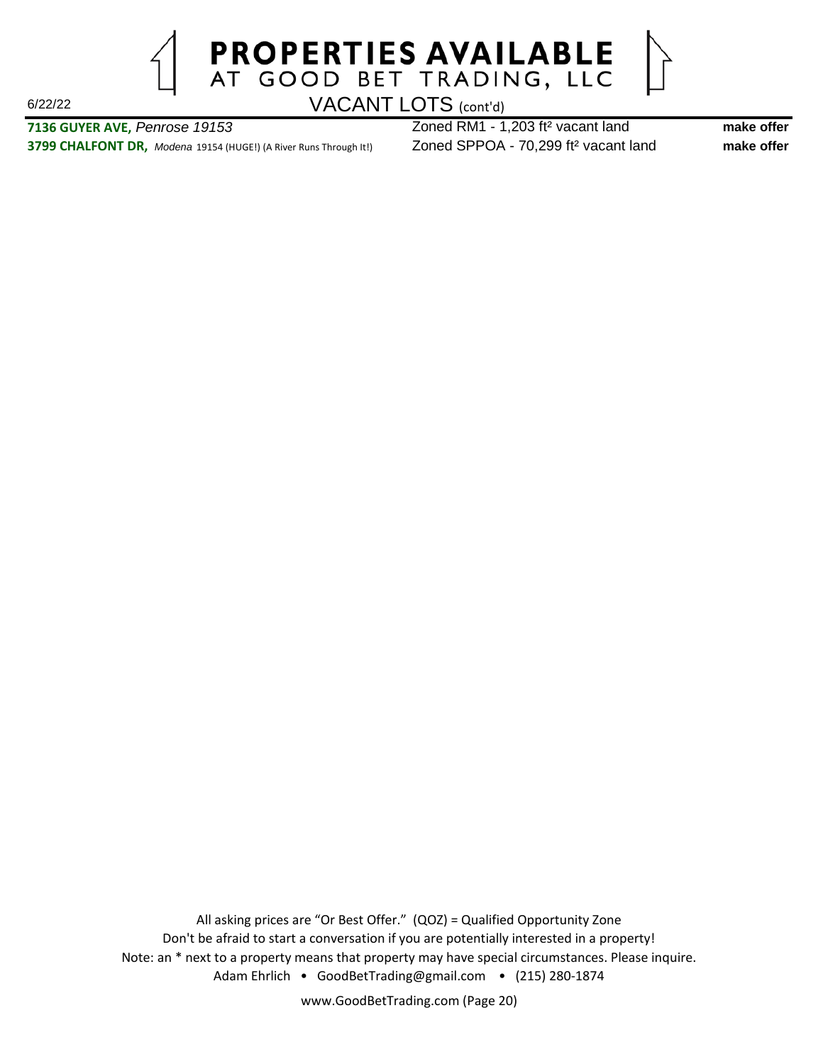# PROPERTIES AVAILABLE
## AT GOOD BET TRADING, LLC

6/22/22

### VACANT LOTS (cont'd)

| | | |
|---|---|---|
| **7136 GUYER AVE,** *Penrose 19153* | Zoned RM1 - 1,203 ft² vacant land | **make offer** |
| **3799 CHALFONT DR,** *Modena* 19154 (HUGE!) (A River Runs Through It!) | Zoned SPPOA - 70,299 ft² vacant land | **make offer** |

All asking prices are "Or Best Offer." (QOZ) = Qualified Opportunity Zone
Don't be afraid to start a conversation if you are potentially interested in a property!
Note: an * next to a property means that property may have special circumstances. Please inquire.
Adam Ehrlich • GoodBetTrading@gmail.com • (215) 280-1874

www.GoodBetTrading.com (Page 20)